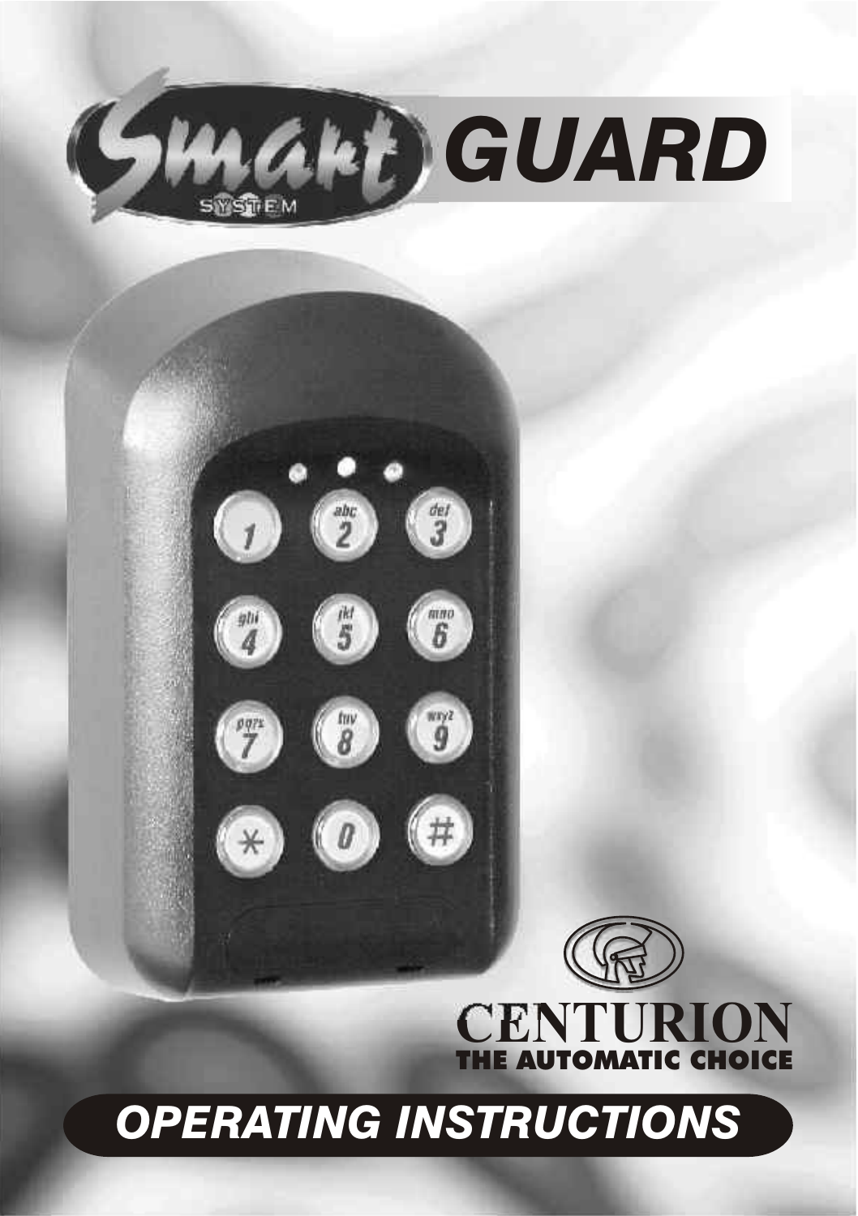# Smart SYSTEM GUARD

CENTURION
THE AUTOMATIC CHOICE

## OPERATING INSTRUCTIONS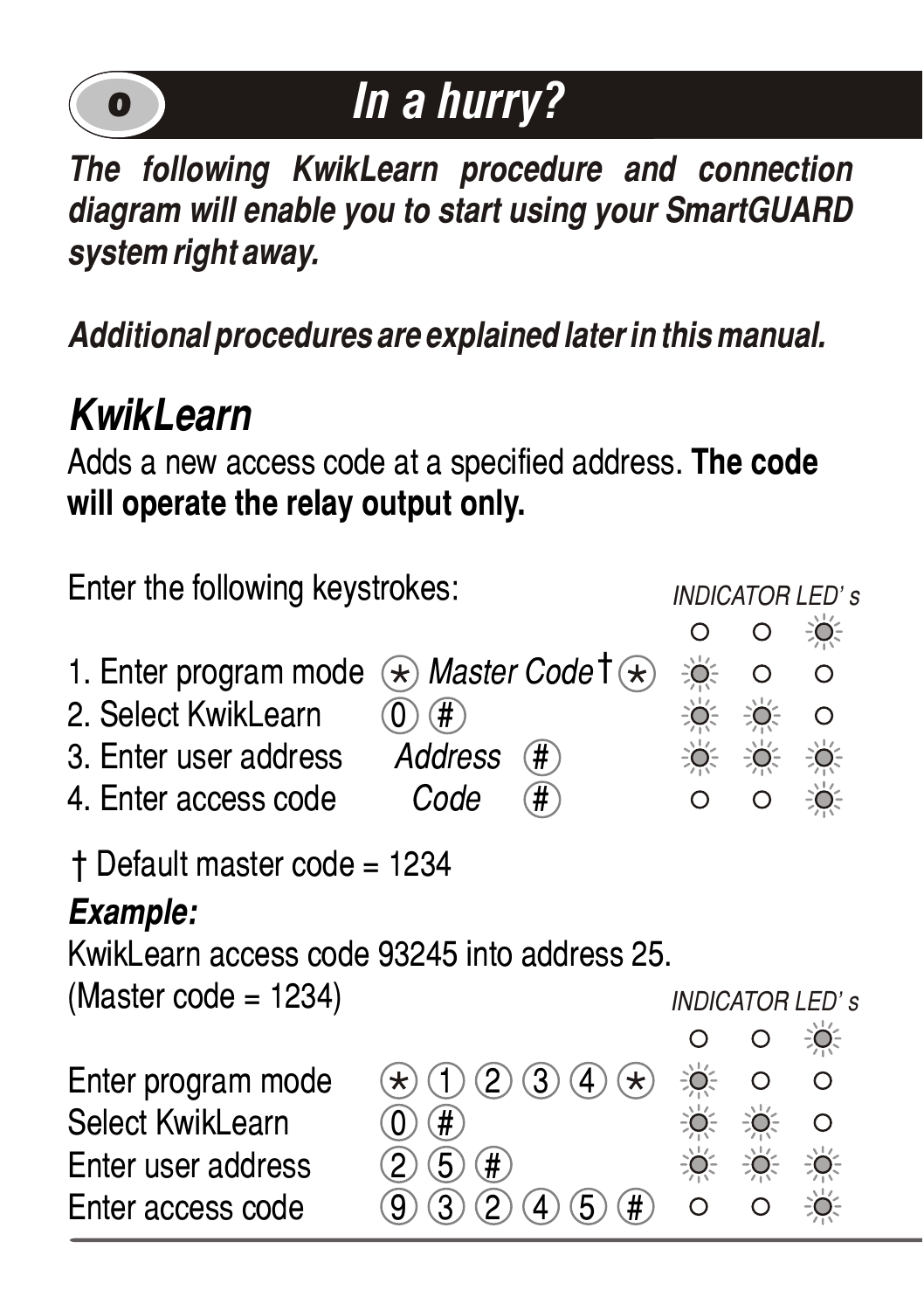# 0 In a hurry?

***The following KwikLearn procedure and connection diagram will enable you to start using your SmartGUARD system right away.***

***Additional procedures are explained later in this manual.***

## *KwikLearn*

Adds a new access code at a specified address. **The code will operate the relay output only.**

Enter the following keystrokes:

| Step | Keystrokes | INDICATOR LED's |
|---|---|---|
| | | ○ ○ ☼ |
| 1. Enter program mode | * *Master Code*† * | ☼ ○ ○ |
| 2. Select KwikLearn | 0 # | ☼ ☼ ○ |
| 3. Enter user address | *Address* # | ☼ ☼ ☼ |
| 4. Enter access code | *Code* # | ○ ○ ☼ |

† Default master code = 1234

***Example:***

KwikLearn access code 93245 into address 25.
(Master code = 1234)

| Step | Keystrokes | INDICATOR LED's |
|---|---|---|
| | | ○ ○ ☼ |
| Enter program mode | * 1 2 3 4 * | ☼ ○ ○ |
| Select KwikLearn | 0 # | ☼ ☼ ○ |
| Enter user address | 2 5 # | ☼ ☼ ☼ |
| Enter access code | 9 3 2 4 5 # | ○ ○ ☼ |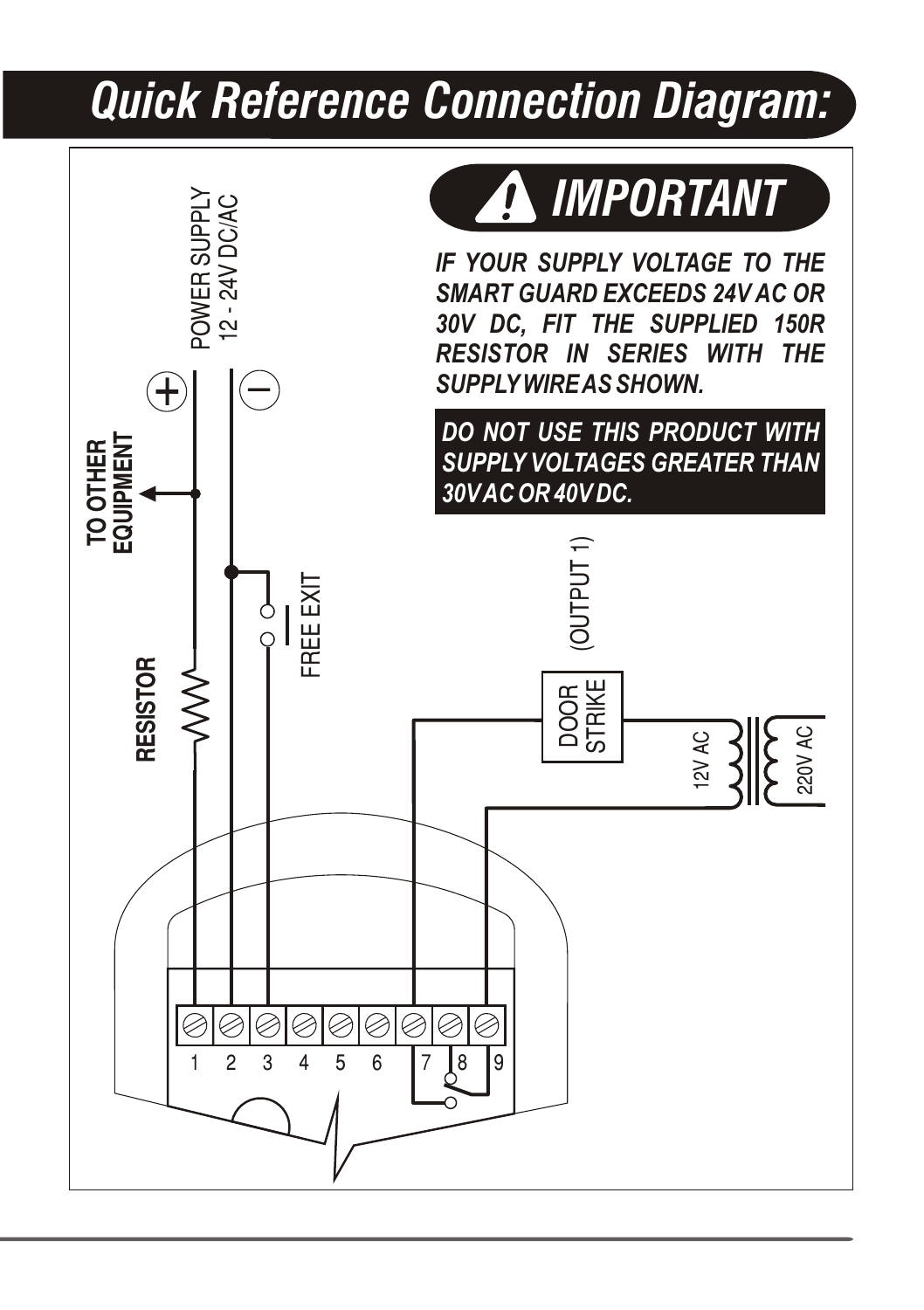# Quick Reference Connection Diagram:

## IMPORTANT

***IF YOUR SUPPLY VOLTAGE TO THE SMART GUARD EXCEEDS 24V AC OR 30V DC, FIT THE SUPPLIED 150R RESISTOR IN SERIES WITH THE SUPPLY WIRE AS SHOWN.***

***DO NOT USE THIS PRODUCT WITH SUPPLY VOLTAGES GREATER THAN 30V AC OR 40V DC.***

POWER SUPPLY 12 - 24V DC/AC

\+ −

TO OTHER EQUIPMENT

RESISTOR

FREE EXIT

(OUTPUT 1)

DOOR STRIKE

12V AC

220V AC

1 2 3 4 5 6 7 8 9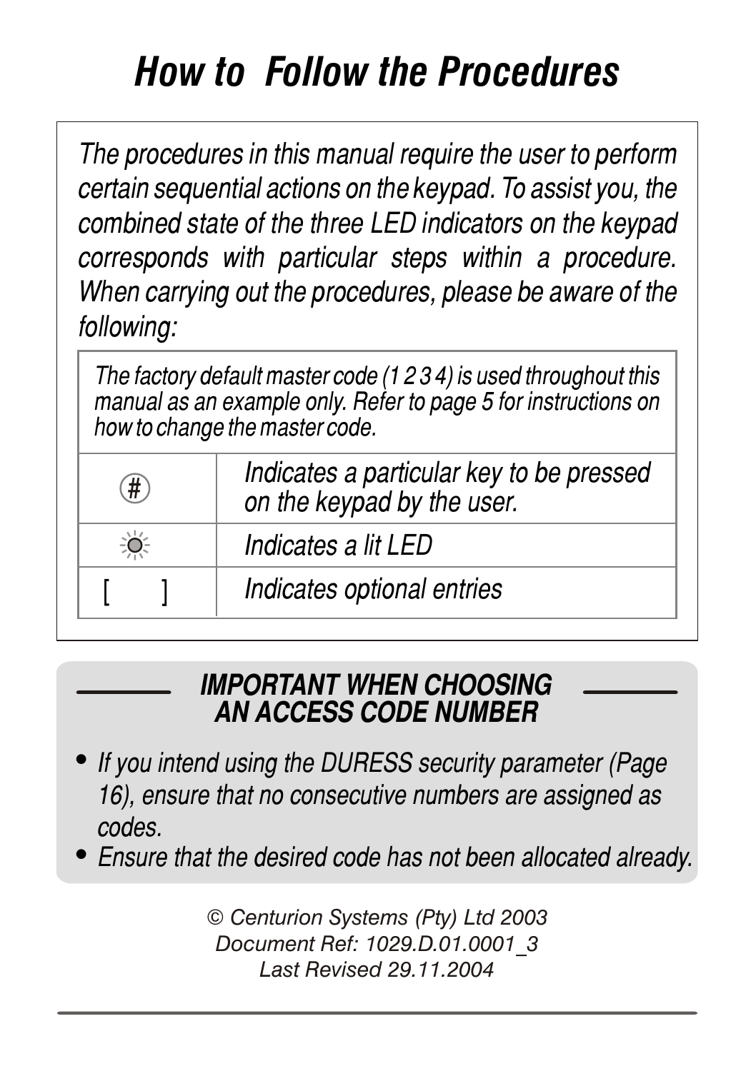# *How to Follow the Procedures*

*The procedures in this manual require the user to perform certain sequential actions on the keypad. To assist you, the combined state of the three LED indicators on the keypad corresponds with particular steps within a procedure. When carrying out the procedures, please be aware of the following:*

*The factory default master code (1 2 3 4) is used throughout this manual as an example only. Refer to page 5 for instructions on how to change the master code.*

| Symbol | Meaning |
|---|---|
| (#) | *Indicates a particular key to be pressed on the keypad by the user.* |
| ☼ | *Indicates a lit LED* |
| [ ] | *Indicates optional entries* |

## *IMPORTANT WHEN CHOOSING AN ACCESS CODE NUMBER*

- *If you intend using the DURESS security parameter (Page 16), ensure that no consecutive numbers are assigned as codes.*
- *Ensure that the desired code has not been allocated already.*

© Centurion Systems (Pty) Ltd 2003
Document Ref: 1029.D.01.0001_3
Last Revised 29.11.2004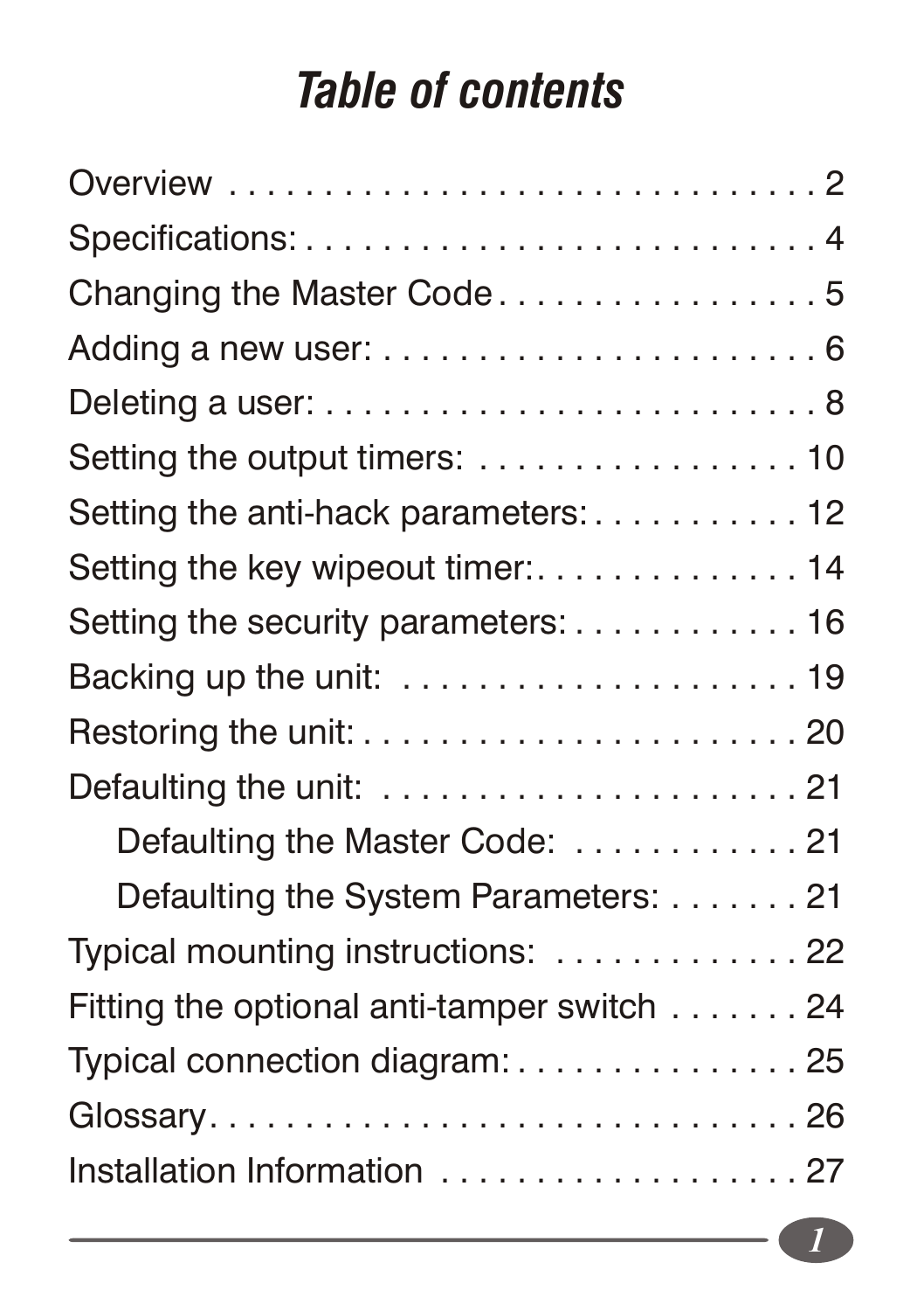# Table of contents

| Section | Page |
|---|---|
| Overview | 2 |
| Specifications: | 4 |
| Changing the Master Code | 5 |
| Adding a new user: | 6 |
| Deleting a user: | 8 |
| Setting the output timers: | 10 |
| Setting the anti-hack parameters: | 12 |
| Setting the key wipeout timer: | 14 |
| Setting the security parameters: | 16 |
| Backing up the unit: | 19 |
| Restoring the unit: | 20 |
| Defaulting the unit: | 21 |
| Defaulting the Master Code: | 21 |
| Defaulting the System Parameters: | 21 |
| Typical mounting instructions: | 22 |
| Fitting the optional anti-tamper switch | 24 |
| Typical connection diagram: | 25 |
| Glossary | 26 |
| Installation Information | 27 |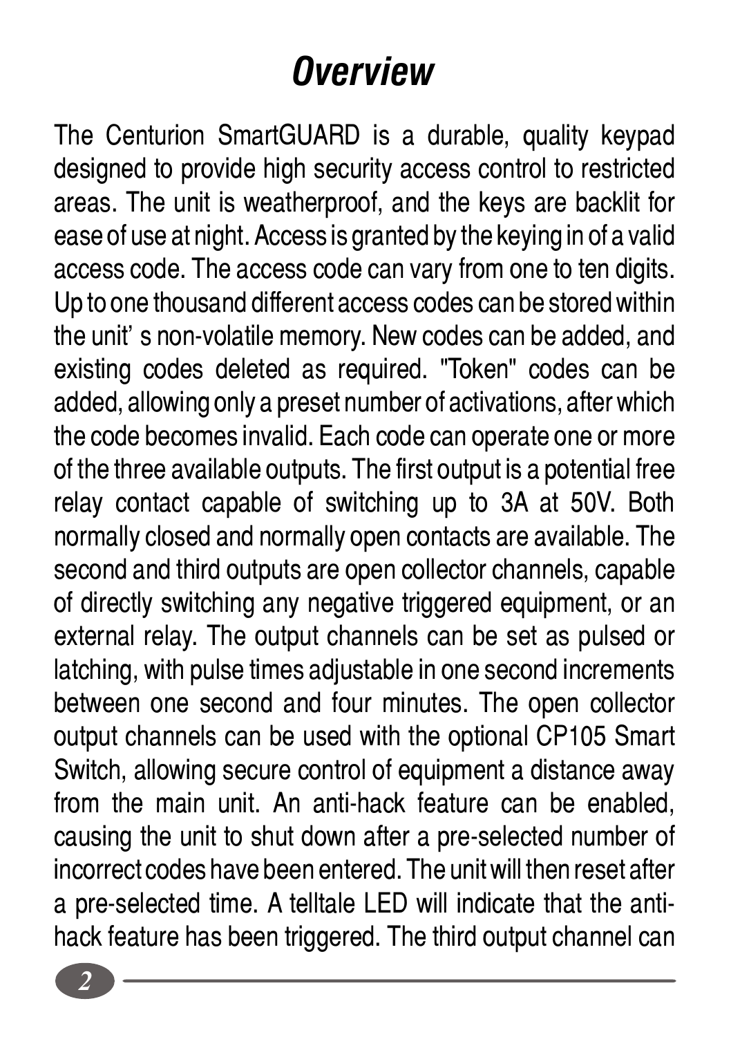# Overview

The Centurion SmartGUARD is a durable, quality keypad designed to provide high security access control to restricted areas. The unit is weatherproof, and the keys are backlit for ease of use at night. Access is granted by the keying in of a valid access code. The access code can vary from one to ten digits. Up to one thousand different access codes can be stored within the unit' s non-volatile memory. New codes can be added, and existing codes deleted as required. "Token" codes can be added, allowing only a preset number of activations, after which the code becomes invalid. Each code can operate one or more of the three available outputs. The first output is a potential free relay contact capable of switching up to 3A at 50V. Both normally closed and normally open contacts are available. The second and third outputs are open collector channels, capable of directly switching any negative triggered equipment, or an external relay. The output channels can be set as pulsed or latching, with pulse times adjustable in one second increments between one second and four minutes. The open collector output channels can be used with the optional CP105 Smart Switch, allowing secure control of equipment a distance away from the main unit. An anti-hack feature can be enabled, causing the unit to shut down after a pre-selected number of incorrect codes have been entered. The unit will then reset after a pre-selected time. A telltale LED will indicate that the anti-hack feature has been triggered. The third output channel can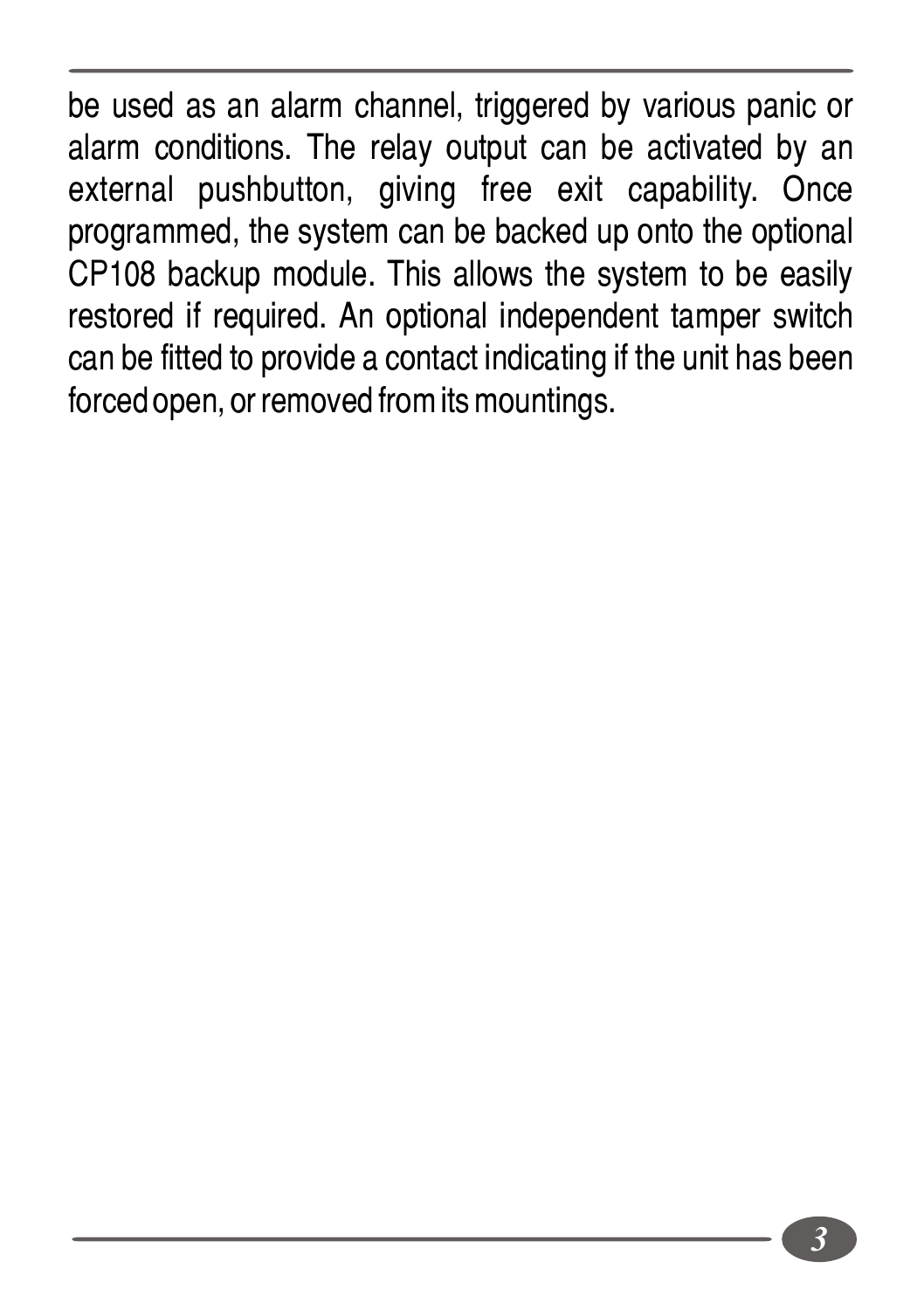be used as an alarm channel, triggered by various panic or alarm conditions. The relay output can be activated by an external pushbutton, giving free exit capability. Once programmed, the system can be backed up onto the optional CP108 backup module. This allows the system to be easily restored if required. An optional independent tamper switch can be fitted to provide a contact indicating if the unit has been forced open, or removed from its mountings.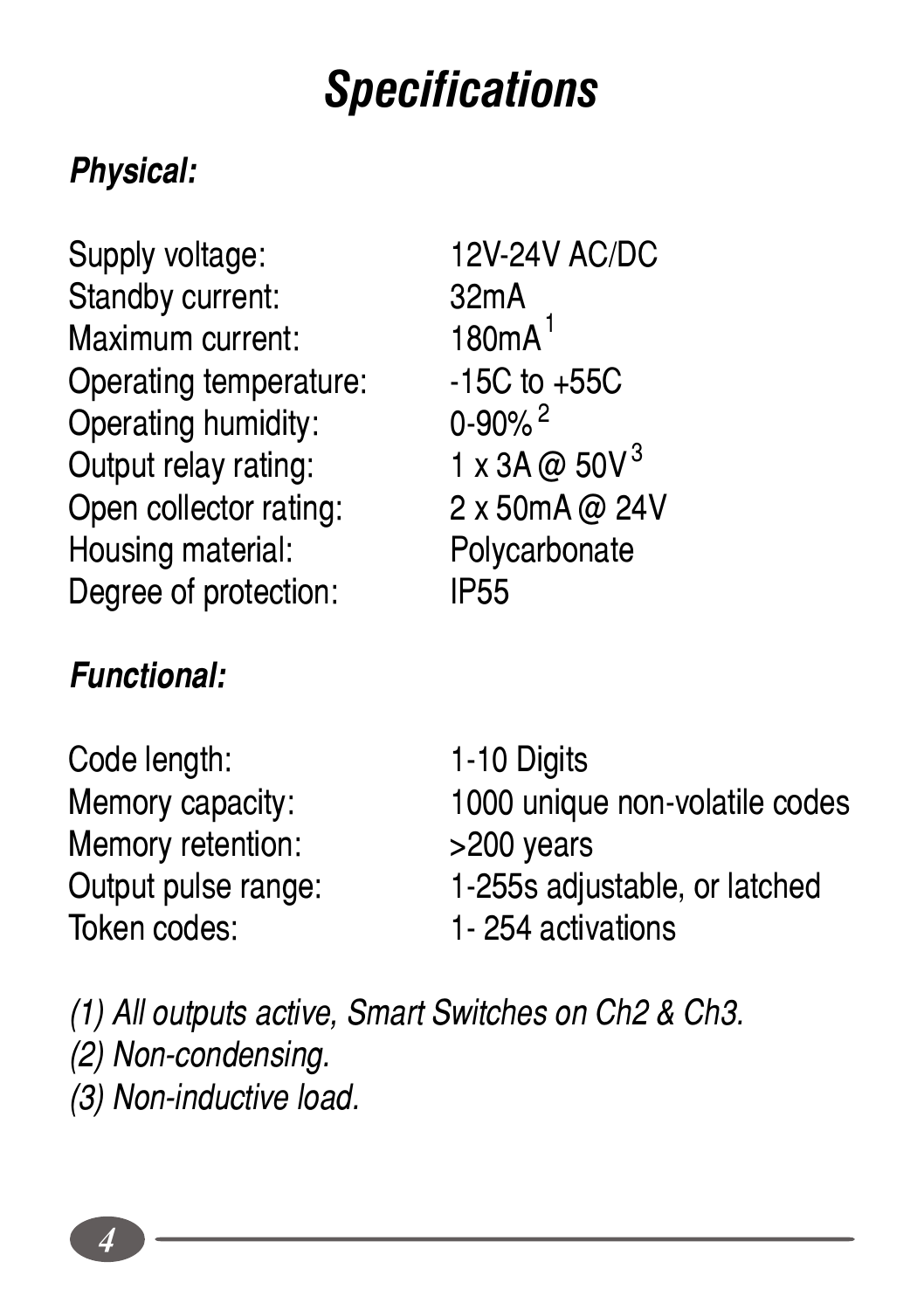# *Specifications*

## *Physical:*

| | |
|---|---|
| Supply voltage: | 12V-24V AC/DC |
| Standby current: | 32mA |
| Maximum current: | 180mA [1] |
| Operating temperature: | -15C to +55C |
| Operating humidity: | 0-90% [2] |
| Output relay rating: | 1 x 3A @ 50V [3] |
| Open collector rating: | 2 x 50mA @ 24V |
| Housing material: | Polycarbonate |
| Degree of protection: | IP55 |

## *Functional:*

| | |
|---|---|
| Code length: | 1-10 Digits |
| Memory capacity: | 1000 unique non-volatile codes |
| Memory retention: | >200 years |
| Output pulse range: | 1-255s adjustable, or latched |
| Token codes: | 1- 254 activations |

*(1) All outputs active, Smart Switches on Ch2 & Ch3.*
*(2) Non-condensing.*
*(3) Non-inductive load.*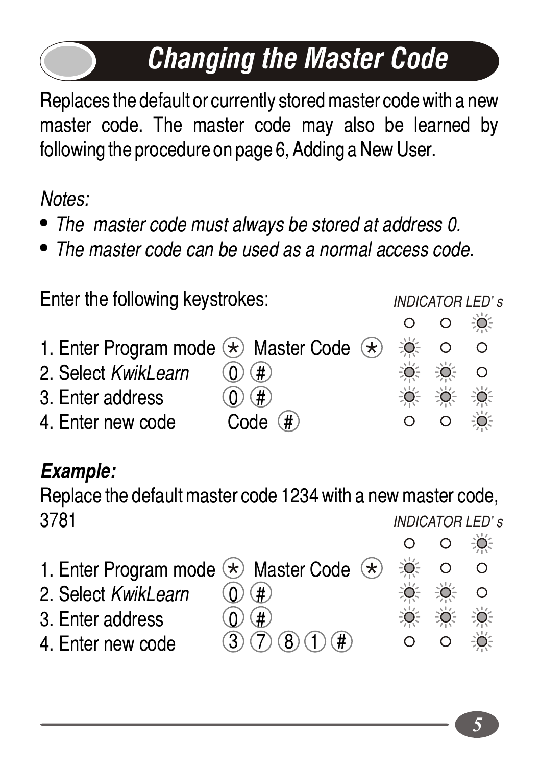# Changing the Master Code

Replaces the default or currently stored master code with a new master code. The master code may also be learned by following the procedure on page 6, Adding a New User.

*Notes:*

- *The master code must always be stored at address 0.*
- *The master code can be used as a normal access code.*

Enter the following keystrokes:

*INDICATOR LED's*

| Step | Keystrokes | LED 1 | LED 2 | LED 3 |
|---|---|---|---|---|
| | | ○ | ○ | ☼ |
| 1. Enter Program mode | * Master Code * | ☼ | ○ | ○ |
| 2. Select *KwikLearn* | 0 # | ☼ | ☼ | ○ |
| 3. Enter address | 0 # | ☼ | ☼ | ☼ |
| 4. Enter new code | Code # | ○ | ○ | ☼ |

***Example:***

Replace the default master code 1234 with a new master code, 3781

*INDICATOR LED's*

| Step | Keystrokes | LED 1 | LED 2 | LED 3 |
|---|---|---|---|---|
| | | ○ | ○ | ☼ |
| 1. Enter Program mode | * Master Code * | ☼ | ○ | ○ |
| 2. Select *KwikLearn* | 0 # | ☼ | ☼ | ○ |
| 3. Enter address | 0 # | ☼ | ☼ | ☼ |
| 4. Enter new code | 3 7 8 1 # | ○ | ○ | ☼ |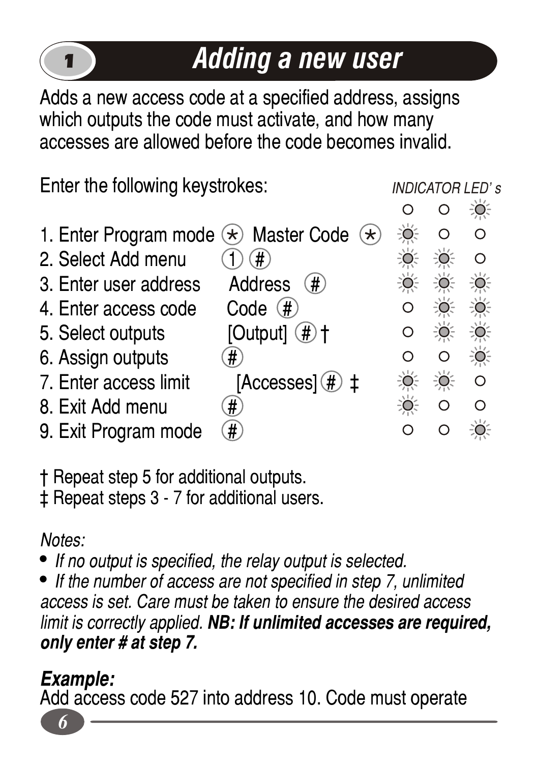# 1 Adding a new user

Adds a new access code at a specified address, assigns which outputs the code must activate, and how many accesses are allowed before the code becomes invalid.

Enter the following keystrokes:

| Step | Keystrokes | INDICATOR LED's |
|---|---|---|
| | | ○ ○ ☼ |
| 1. Enter Program mode | * Master Code * | ☼ ○ ○ |
| 2. Select Add menu | 1 # | ☼ ☼ ○ |
| 3. Enter user address | Address # | ☼ ☼ ☼ |
| 4. Enter access code | Code # | ○ ☼ ☼ |
| 5. Select outputs | [Output] # † | ○ ☼ ☼ |
| 6. Assign outputs | # | ○ ○ ☼ |
| 7. Enter access limit | [Accesses] # ‡ | ☼ ☼ ○ |
| 8. Exit Add menu | # | ☼ ○ ○ |
| 9. Exit Program mode | # | ○ ○ ☼ |

† Repeat step 5 for additional outputs.
‡ Repeat steps 3 - 7 for additional users.

*Notes:*

- *If no output is specified, the relay output is selected.*
- *If the number of access are not specified in step 7, unlimited access is set. Care must be taken to ensure the desired access limit is correctly applied.* ***NB: If unlimited accesses are required, only enter # at step 7.***

***Example:***

Add access code 527 into address 10. Code must operate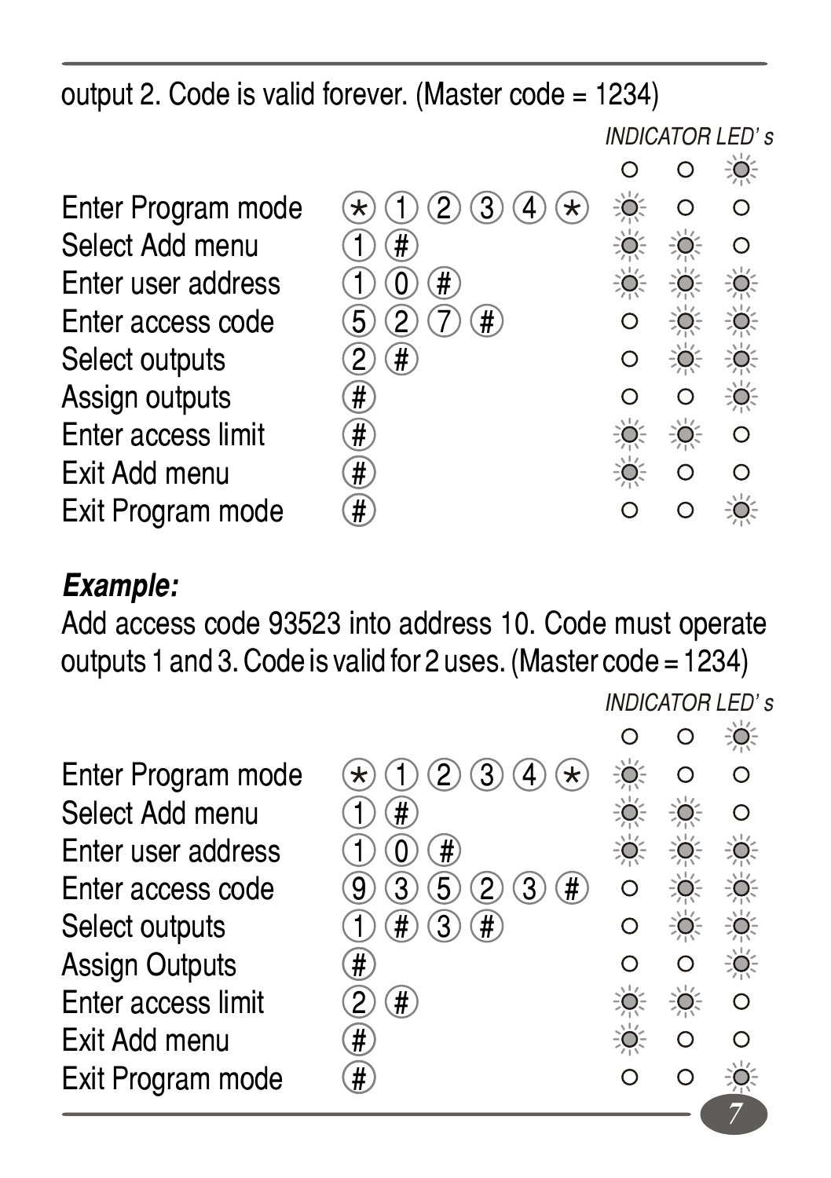output 2. Code is valid forever. (Master code = 1234)

| Step | Keys | INDICATOR LED's | | |
|---|---|---|---|---|
| | | ○ | ○ | ☼ |
| Enter Program mode | * 1 2 3 4 * | ☼ | ○ | ○ |
| Select Add menu | 1 # | ☼ | ☼ | ○ |
| Enter user address | 1 0 # | ☼ | ☼ | ☼ |
| Enter access code | 5 2 7 # | ○ | ☼ | ☼ |
| Select outputs | 2 # | ○ | ☼ | ☼ |
| Assign outputs | # | ○ | ○ | ☼ |
| Enter access limit | # | ☼ | ☼ | ○ |
| Exit Add menu | # | ☼ | ○ | ○ |
| Exit Program mode | # | ○ | ○ | ☼ |

***Example:***

Add access code 93523 into address 10. Code must operate outputs 1 and 3. Code is valid for 2 uses. (Master code = 1234)

| Step | Keys | INDICATOR LED's | | |
|---|---|---|---|---|
| | | ○ | ○ | ☼ |
| Enter Program mode | * 1 2 3 4 * | ☼ | ○ | ○ |
| Select Add menu | 1 # | ☼ | ☼ | ○ |
| Enter user address | 1 0 # | ☼ | ☼ | ☼ |
| Enter access code | 9 3 5 2 3 # | ○ | ☼ | ☼ |
| Select outputs | 1 # 3 # | ○ | ☼ | ☼ |
| Assign Outputs | # | ○ | ○ | ☼ |
| Enter access limit | 2 # | ☼ | ☼ | ○ |
| Exit Add menu | # | ☼ | ○ | ○ |
| Exit Program mode | # | ○ | ○ | ☼ |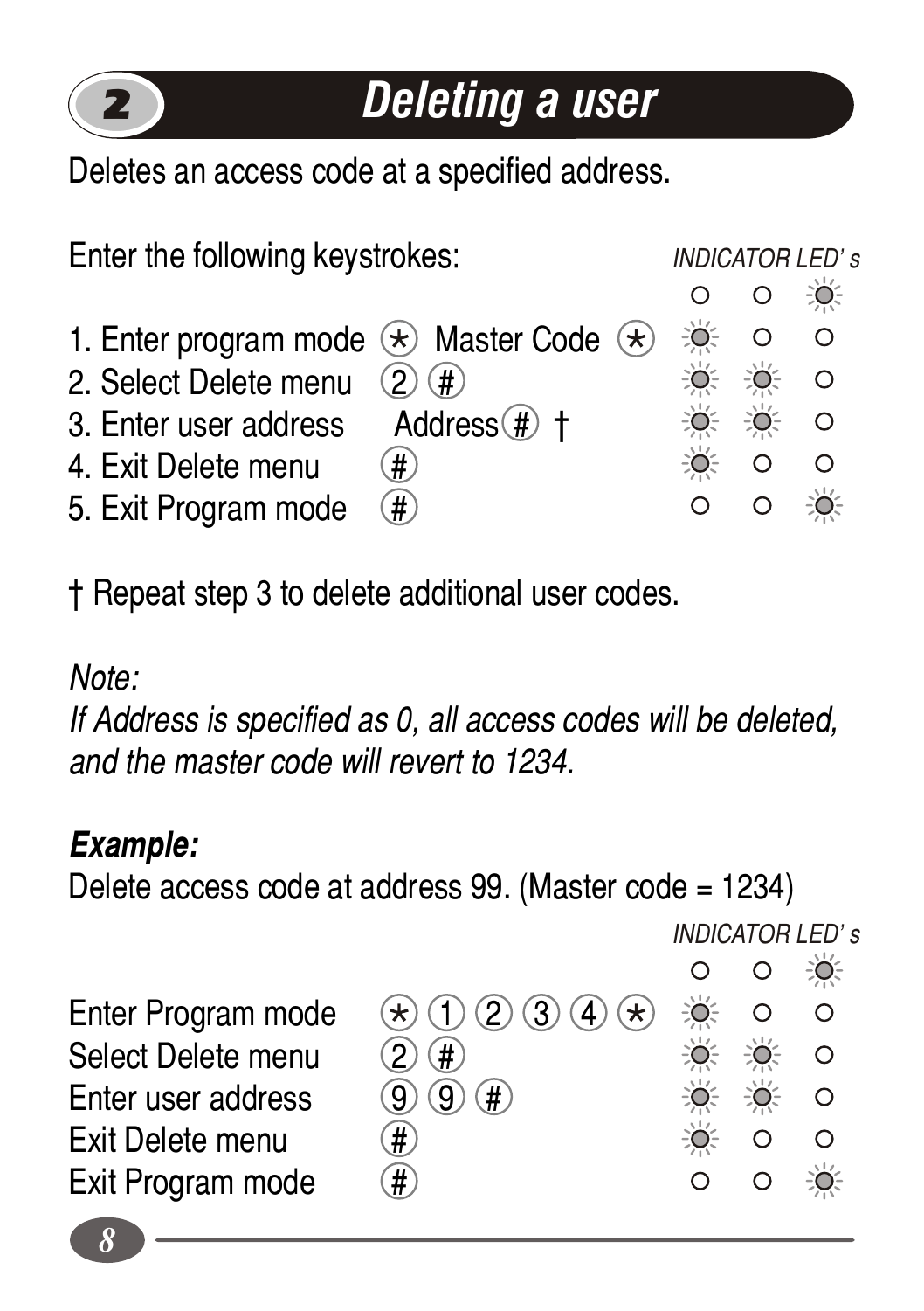# 2 Deleting a user

Deletes an access code at a specified address.

Enter the following keystrokes:

| Step | Keystrokes | INDICATOR LED's | | |
|---|---|---|---|---|
| | | ○ | ○ | ☼ |
| 1. Enter program mode | * Master Code * | ☼ | ○ | ○ |
| 2. Select Delete menu | 2 # | ☼ | ☼ | ○ |
| 3. Enter user address | Address # † | ☼ | ☼ | ○ |
| 4. Exit Delete menu | # | ☼ | ○ | ○ |
| 5. Exit Program mode | # | ○ | ○ | ☼ |

† Repeat step 3 to delete additional user codes.

*Note:*
*If Address is specified as 0, all access codes will be deleted, and the master code will revert to 1234.*

***Example:***
Delete access code at address 99. (Master code = 1234)

| Step | Keystrokes | INDICATOR LED's | | |
|---|---|---|---|---|
| | | ○ | ○ | ☼ |
| Enter Program mode | * 1 2 3 4 * | ☼ | ○ | ○ |
| Select Delete menu | 2 # | ☼ | ☼ | ○ |
| Enter user address | 9 9 # | ☼ | ☼ | ○ |
| Exit Delete menu | # | ☼ | ○ | ○ |
| Exit Program mode | # | ○ | ○ | ☼ |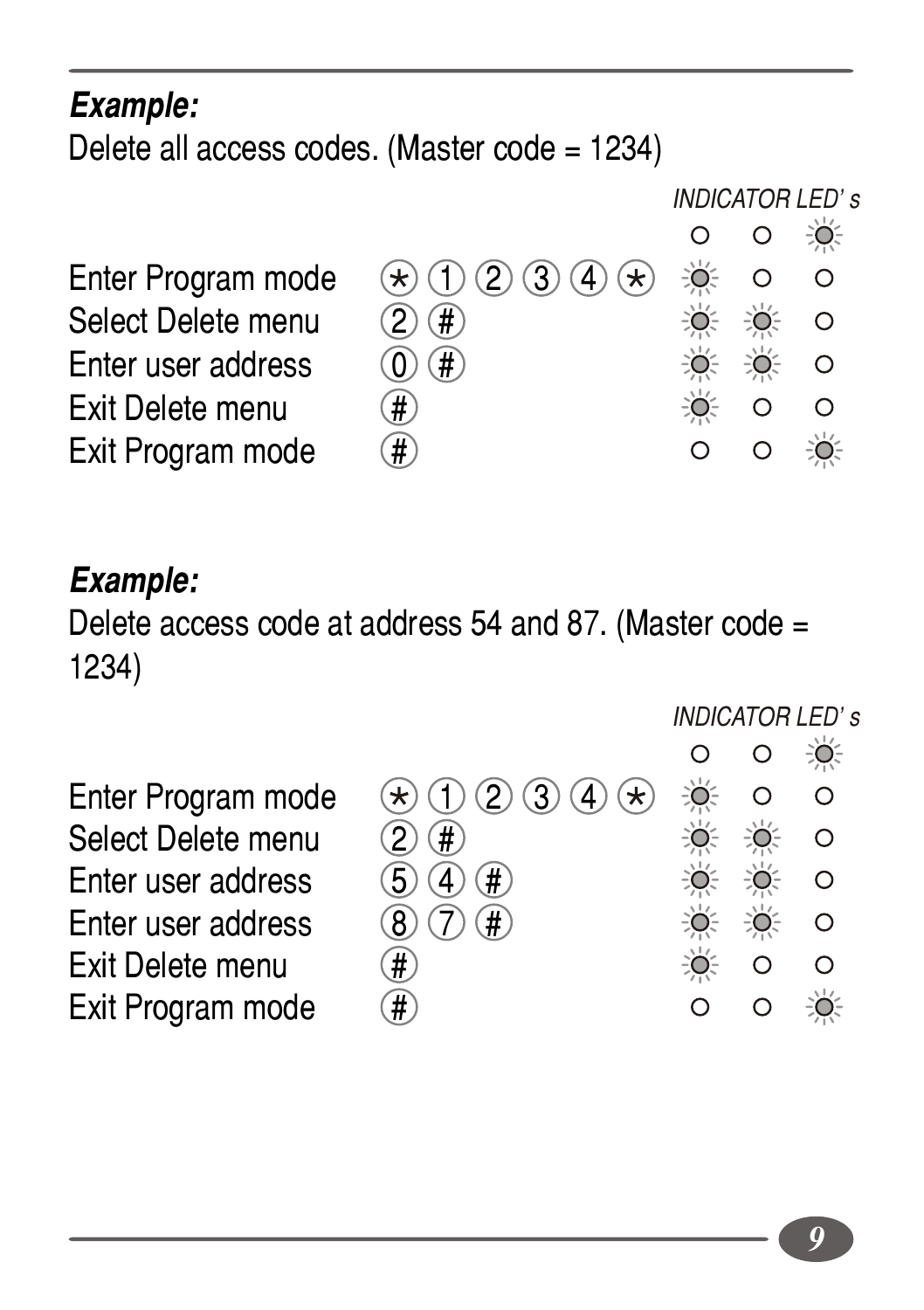***Example:***

Delete all access codes. (Master code = 1234)

| | | *INDICATOR LED's* | | |
|---|---|---|---|---|
| | | ○ | ○ | ☼ |
| Enter Program mode | * 1 2 3 4 * | ☼ | ○ | ○ |
| Select Delete menu | 2 # | ☼ | ☼ | ○ |
| Enter user address | 0 # | ☼ | ☼ | ○ |
| Exit Delete menu | # | ☼ | ○ | ○ |
| Exit Program mode | # | ○ | ○ | ☼ |

***Example:***

Delete access code at address 54 and 87. (Master code = 1234)

| | | *INDICATOR LED's* | | |
|---|---|---|---|---|
| | | ○ | ○ | ☼ |
| Enter Program mode | * 1 2 3 4 * | ☼ | ○ | ○ |
| Select Delete menu | 2 # | ☼ | ☼ | ○ |
| Enter user address | 5 4 # | ☼ | ☼ | ○ |
| Enter user address | 8 7 # | ☼ | ☼ | ○ |
| Exit Delete menu | # | ☼ | ○ | ○ |
| Exit Program mode | # | ○ | ○ | ☼ |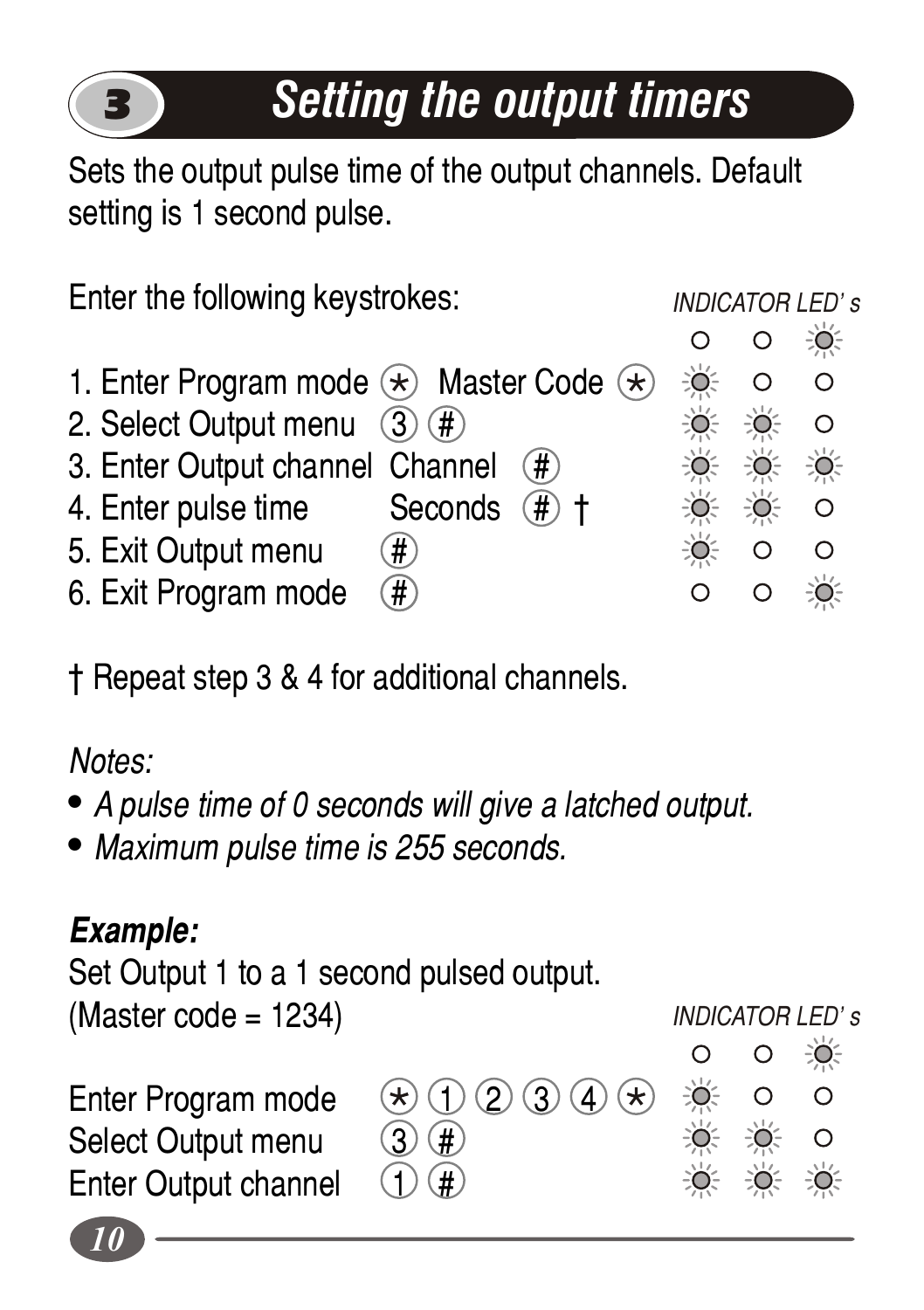# 3 Setting the output timers

Sets the output pulse time of the output channels. Default setting is 1 second pulse.

Enter the following keystrokes:

| Step | Keystrokes | INDICATOR LED's | | |
|---|---|---|---|---|
| | | ○ | ○ | ☼ |
| 1. Enter Program mode | * Master Code * | ☼ | ○ | ○ |
| 2. Select Output menu | 3 # | ☼ | ☼ | ○ |
| 3. Enter Output channel | Channel # | ☼ | ☼ | ☼ |
| 4. Enter pulse time | Seconds # † | ☼ | ☼ | ○ |
| 5. Exit Output menu | # | ☼ | ○ | ○ |
| 6. Exit Program mode | # | ○ | ○ | ☼ |

† Repeat step 3 & 4 for additional channels.

*Notes:*

- *A pulse time of 0 seconds will give a latched output.*
- *Maximum pulse time is 255 seconds.*

***Example:***

Set Output 1 to a 1 second pulsed output.
(Master code = 1234)

| Step | Keystrokes | INDICATOR LED's | | |
|---|---|---|---|---|
| | | ○ | ○ | ☼ |
| Enter Program mode | * 1 2 3 4 * | ☼ | ○ | ○ |
| Select Output menu | 3 # | ☼ | ☼ | ○ |
| Enter Output channel | 1 # | ☼ | ☼ | ☼ |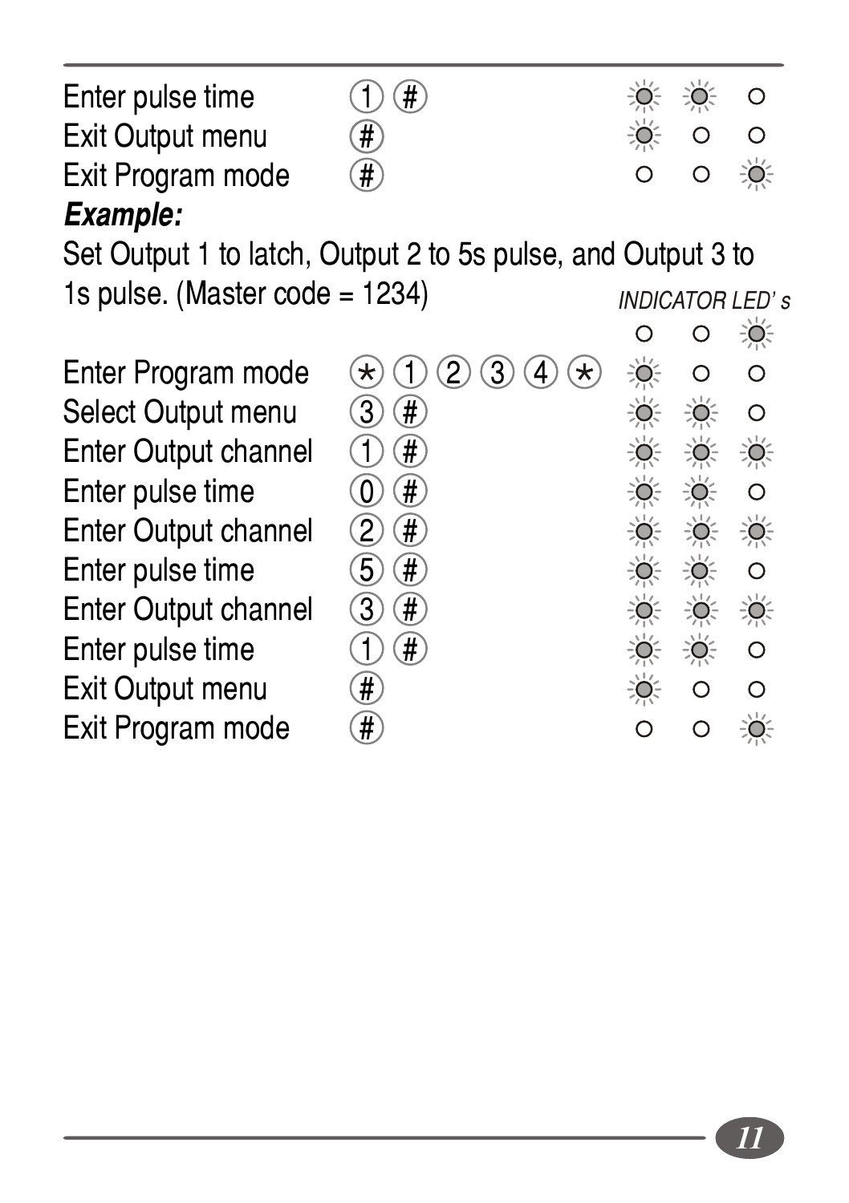| | | | | |
|---|---|---|---|---|
| Enter pulse time | 1 # | ☼ | ☼ | ○ |
| Exit Output menu | # | ☼ | ○ | ○ |
| Exit Program mode | # | ○ | ○ | ☼ |

***Example:***

Set Output 1 to latch, Output 2 to 5s pulse, and Output 3 to 1s pulse. (Master code = 1234)

| | | *INDICATOR LED' s* | | |
|---|---|---|---|---|
| | | ○ | ○ | ☼ |
| Enter Program mode | * 1 2 3 4 * | ☼ | ○ | ○ |
| Select Output menu | 3 # | ☼ | ☼ | ○ |
| Enter Output channel | 1 # | ☼ | ☼ | ☼ |
| Enter pulse time | 0 # | ☼ | ☼ | ○ |
| Enter Output channel | 2 # | ☼ | ☼ | ☼ |
| Enter pulse time | 5 # | ☼ | ☼ | ○ |
| Enter Output channel | 3 # | ☼ | ☼ | ☼ |
| Enter pulse time | 1 # | ☼ | ☼ | ○ |
| Exit Output menu | # | ☼ | ○ | ○ |
| Exit Program mode | # | ○ | ○ | ☼ |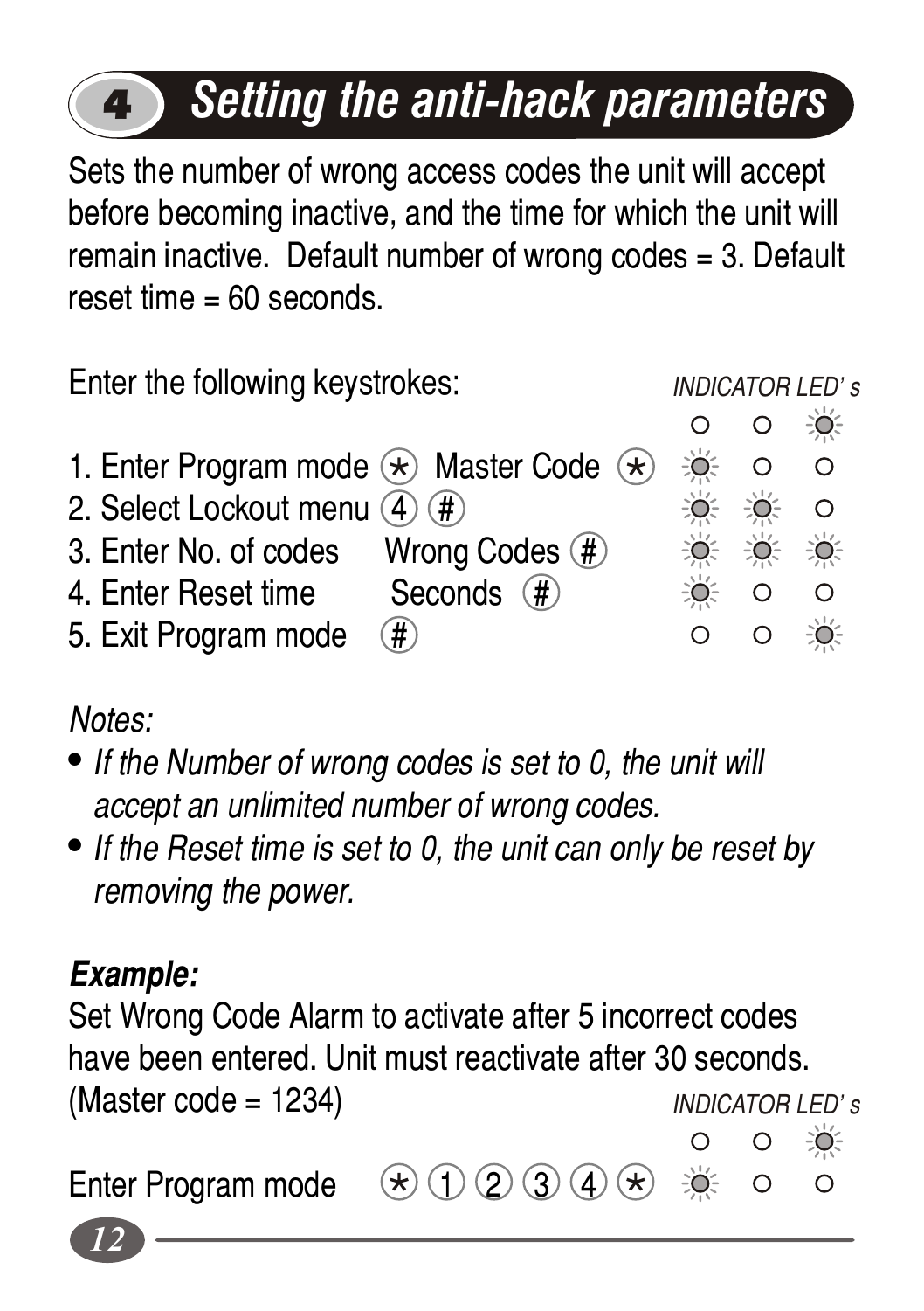# 4 Setting the anti-hack parameters

Sets the number of wrong access codes the unit will accept before becoming inactive, and the time for which the unit will remain inactive. Default number of wrong codes = 3. Default reset time = 60 seconds.

Enter the following keystrokes:

| Step | Keystrokes | INDICATOR LED's |
|---|---|---|
| | | ○ ○ ☼ |
| 1. Enter Program mode | * Master Code * | ☼ ○ ○ |
| 2. Select Lockout menu | 4 # | ☼ ☼ ○ |
| 3. Enter No. of codes | Wrong Codes # | ☼ ☼ ☼ |
| 4. Enter Reset time | Seconds # | ☼ ○ ○ |
| 5. Exit Program mode | # | ○ ○ ☼ |

*Notes:*

- *If the Number of wrong codes is set to 0, the unit will accept an unlimited number of wrong codes.*
- *If the Reset time is set to 0, the unit can only be reset by removing the power.*

***Example:***

Set Wrong Code Alarm to activate after 5 incorrect codes have been entered. Unit must reactivate after 30 seconds. (Master code = 1234)

| Step | Keystrokes | INDICATOR LED's |
|---|---|---|
| | | ○ ○ ☼ |
| Enter Program mode | * 1 2 3 4 * | ☼ ○ ○ |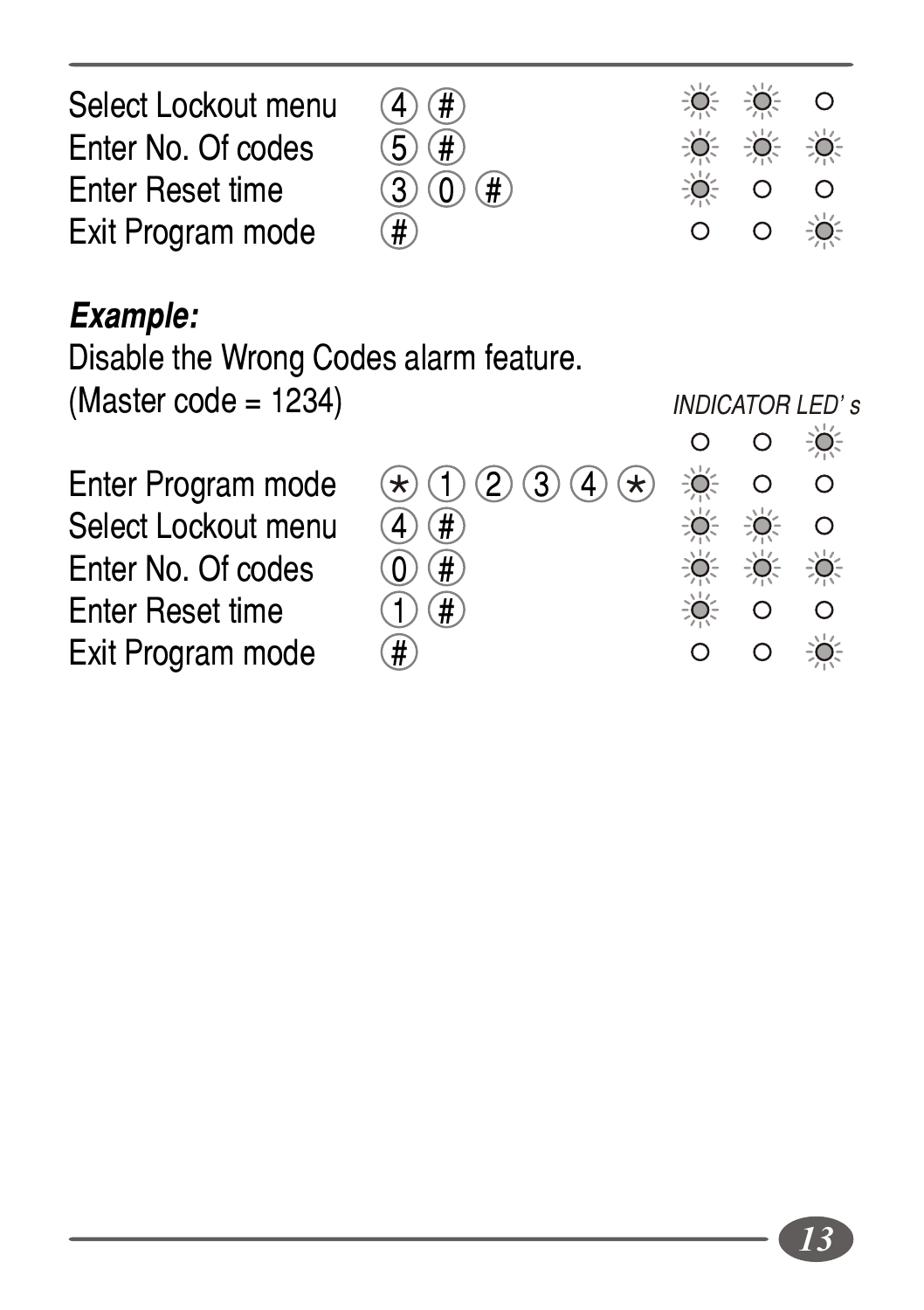| | | |
|---|---|---|
| Select Lockout menu | 4 # | ● ● ○ |
| Enter No. Of codes | 5 # | ● ● ● |
| Enter Reset time | 3 0 # | ● ○ ○ |
| Exit Program mode | # | ○ ○ ● |

***Example:***

Disable the Wrong Codes alarm feature.
(Master code = 1234)

| | | *INDICATOR LED' s* |
|---|---|---|
| | | ○ ○ ● |
| Enter Program mode | * 1 2 3 4 * | ● ○ ○ |
| Select Lockout menu | 4 # | ● ● ○ |
| Enter No. Of codes | 0 # | ● ● ● |
| Enter Reset time | 1 # | ● ○ ○ |
| Exit Program mode | # | ○ ○ ● |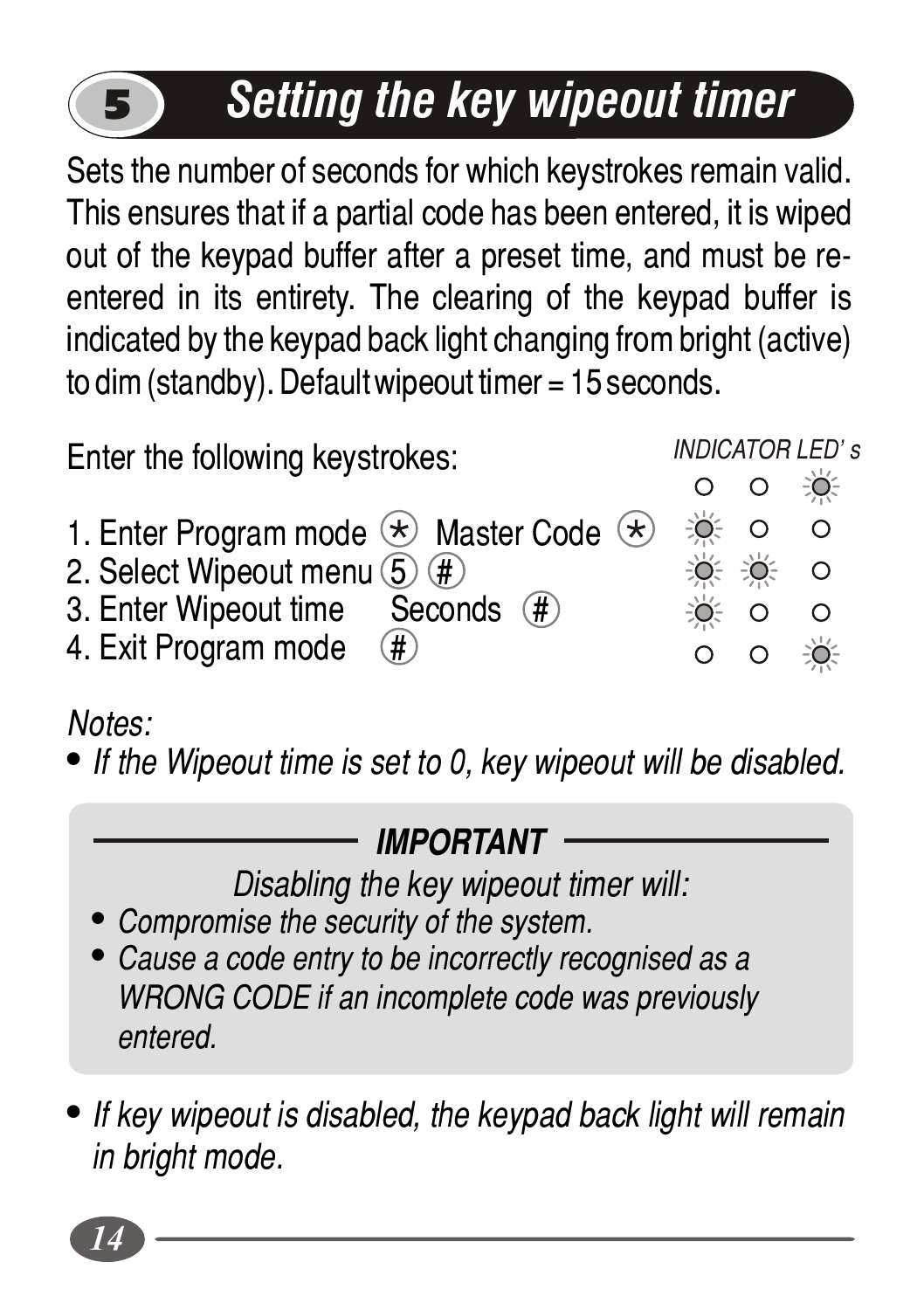## 5 Setting the key wipeout timer

Sets the number of seconds for which keystrokes remain valid. This ensures that if a partial code has been entered, it is wiped out of the keypad buffer after a preset time, and must be re-entered in its entirety. The clearing of the keypad buffer is indicated by the keypad back light changing from bright (active) to dim (standby). Default wipeout timer = 15 seconds.

Enter the following keystrokes:

*INDICATOR LED's*

1. Enter Program mode (*) Master Code (*)
2. Select Wipeout menu (5) (#)
3. Enter Wipeout time Seconds (#)
4. Exit Program mode (#)

*Notes:*

- *If the Wipeout time is set to 0, key wipeout will be disabled.*

***IMPORTANT***

*Disabling the key wipeout timer will:*

- *Compromise the security of the system.*
- *Cause a code entry to be incorrectly recognised as a WRONG CODE if an incomplete code was previously entered.*

- *If key wipeout is disabled, the keypad back light will remain in bright mode.*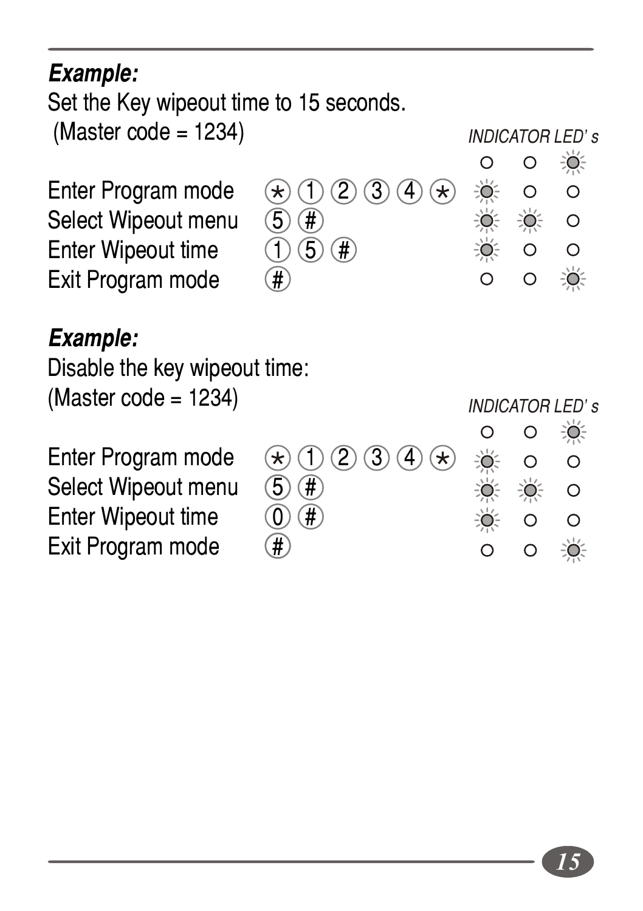***Example:***

Set the Key wipeout time to 15 seconds.
(Master code = 1234)

| | | INDICATOR LED's |
|---|---|---|
| | | ○ ○ ☼ |
| Enter Program mode | * 1 2 3 4 * | ☼ ○ ○ |
| Select Wipeout menu | 5 # | ☼ ☼ ○ |
| Enter Wipeout time | 1 5 # | ☼ ○ ○ |
| Exit Program mode | # | ○ ○ ☼ |

***Example:***

Disable the key wipeout time:
(Master code = 1234)

| | | INDICATOR LED's |
|---|---|---|
| | | ○ ○ ☼ |
| Enter Program mode | * 1 2 3 4 * | ☼ ○ ○ |
| Select Wipeout menu | 5 # | ☼ ☼ ○ |
| Enter Wipeout time | 0 # | ☼ ○ ○ |
| Exit Program mode | # | ○ ○ ☼ |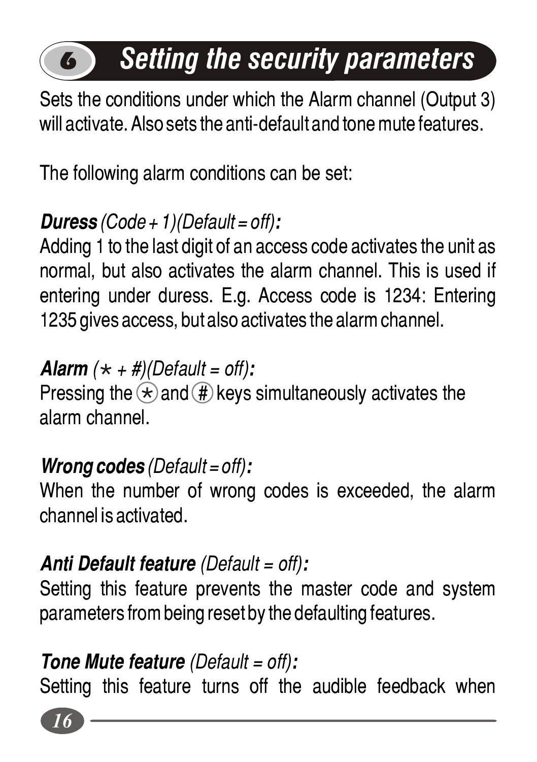# 6 Setting the security parameters

Sets the conditions under which the Alarm channel (Output 3) will activate. Also sets the anti-default and tone mute features.

The following alarm conditions can be set:

***Duress*** *(Code + 1)(Default = off)*:
Adding 1 to the last digit of an access code activates the unit as normal, but also activates the alarm channel. This is used if entering under duress. E.g. Access code is 1234: Entering 1235 gives access, but also activates the alarm channel.

***Alarm*** *(* + #)(Default = off)*:
Pressing the * and # keys simultaneously activates the alarm channel.

***Wrong codes*** *(Default = off)*:
When the number of wrong codes is exceeded, the alarm channel is activated.

***Anti Default feature*** *(Default = off)*:
Setting this feature prevents the master code and system parameters from being reset by the defaulting features.

***Tone Mute feature*** *(Default = off)*:
Setting this feature turns off the audible feedback when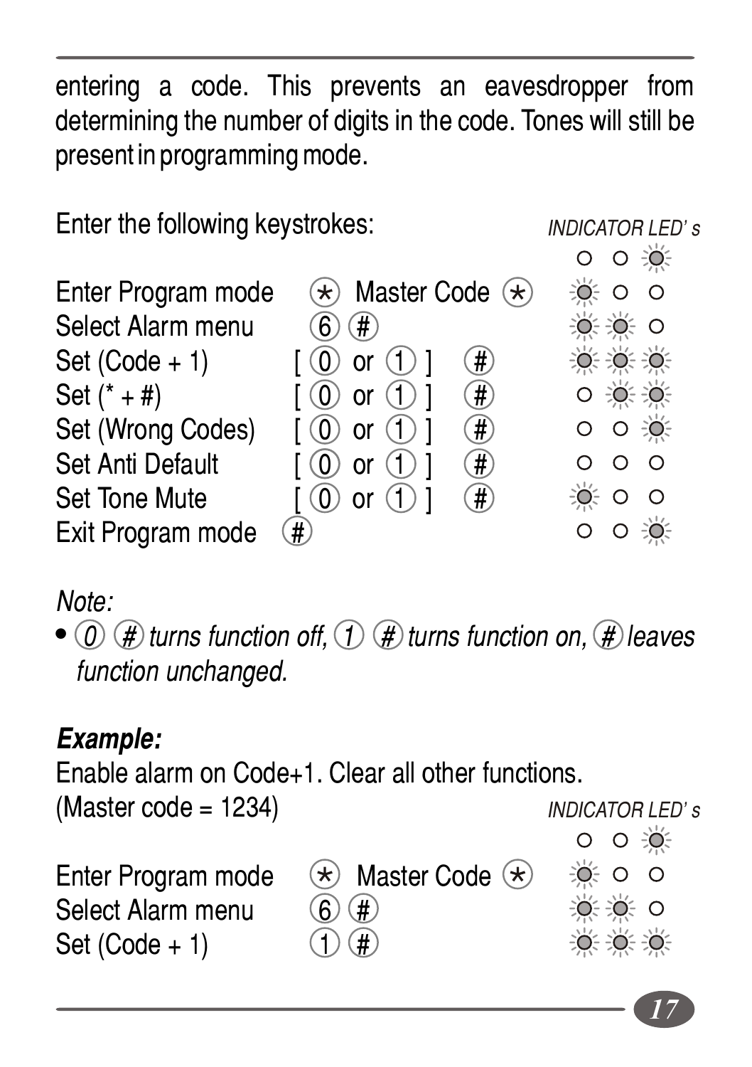entering a code. This prevents an eavesdropper from determining the number of digits in the code. Tones will still be present in programming mode.

Enter the following keystrokes:

| | Keystrokes | INDICATOR LED's |
|---|---|---|
| | | ○ ○ ☼ |
| Enter Program mode | * Master Code * | ☼ ○ ○ |
| Select Alarm menu | 6 # | ☼ ☼ ○ |
| Set (Code + 1) | [ 0 or 1 ] # | ☼ ☼ ☼ |
| Set (* + #) | [ 0 or 1 ] # | ○ ☼ ☼ |
| Set (Wrong Codes) | [ 0 or 1 ] # | ○ ○ ☼ |
| Set Anti Default | [ 0 or 1 ] # | ○ ○ ○ |
| Set Tone Mute | [ 0 or 1 ] # | ☼ ○ ○ |
| Exit Program mode | # | ○ ○ ☼ |

*Note:*

- *0 # turns function off, 1 # turns function on, # leaves function unchanged.*

***Example:***

Enable alarm on Code+1. Clear all other functions.
(Master code = 1234)

| | Keystrokes | INDICATOR LED's |
|---|---|---|
| | | ○ ○ ☼ |
| Enter Program mode | * Master Code * | ☼ ○ ○ |
| Select Alarm menu | 6 # | ☼ ☼ ○ |
| Set (Code + 1) | 1 # | ☼ ☼ ☼ |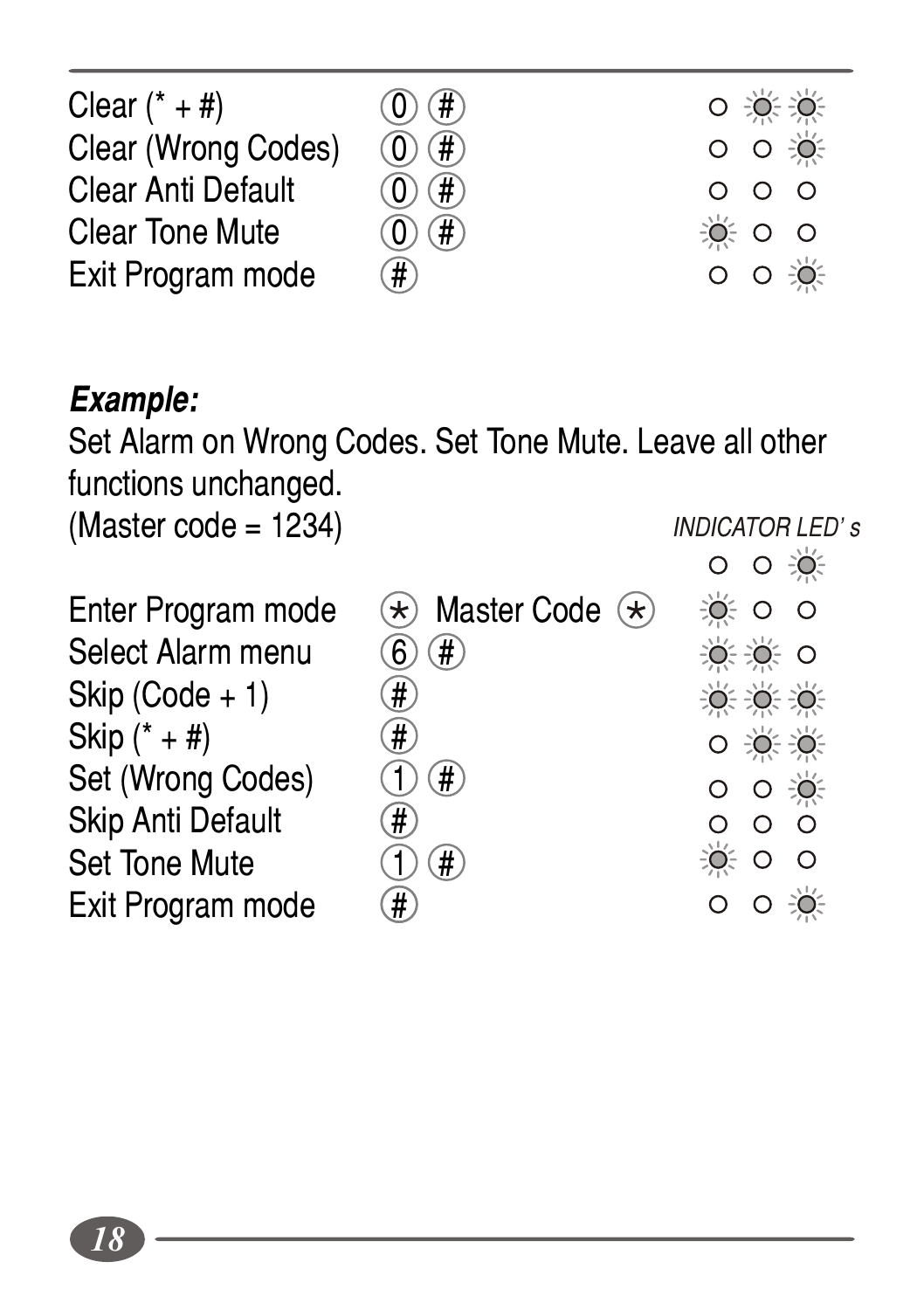| | | |
|---|---|---|
| Clear (* + #) | 0 # | ○ ☼ ☼ |
| Clear (Wrong Codes) | 0 # | ○ ○ ☼ |
| Clear Anti Default | 0 # | ○ ○ ○ |
| Clear Tone Mute | 0 # | ☼ ○ ○ |
| Exit Program mode | # | ○ ○ ☼ |

***Example:***

Set Alarm on Wrong Codes. Set Tone Mute. Leave all other functions unchanged.

(Master code = 1234)

| | | *INDICATOR LED' s* |
|---|---|---|
| | | ○ ○ ☼ |
| Enter Program mode | * Master Code * | ☼ ○ ○ |
| Select Alarm menu | 6 # | ☼ ☼ ○ |
| Skip (Code + 1) | # | ☼ ☼ ☼ |
| Skip (* + #) | # | ○ ☼ ☼ |
| Set (Wrong Codes) | 1 # | ○ ○ ☼ |
| Skip Anti Default | # | ○ ○ ○ |
| Set Tone Mute | 1 # | ☼ ○ ○ |
| Exit Program mode | # | ○ ○ ☼ |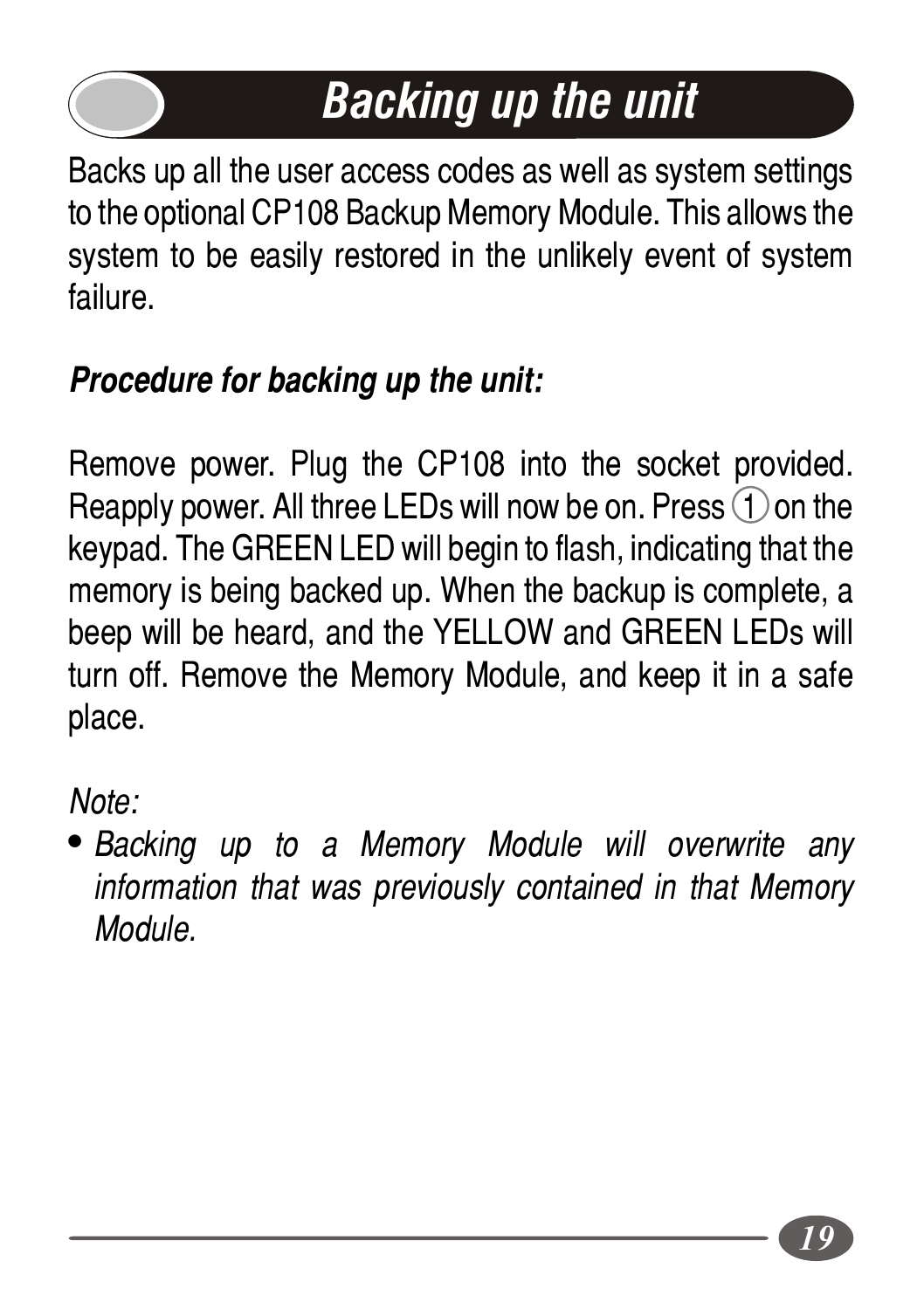# Backing up the unit

Backs up all the user access codes as well as system settings to the optional CP108 Backup Memory Module. This allows the system to be easily restored in the unlikely event of system failure.

***Procedure for backing up the unit:***

Remove power. Plug the CP108 into the socket provided. Reapply power. All three LEDs will now be on. Press (1) on the keypad. The GREEN LED will begin to flash, indicating that the memory is being backed up. When the backup is complete, a beep will be heard, and the YELLOW and GREEN LEDs will turn off. Remove the Memory Module, and keep it in a safe place.

*Note:*

- *Backing up to a Memory Module will overwrite any information that was previously contained in that Memory Module.*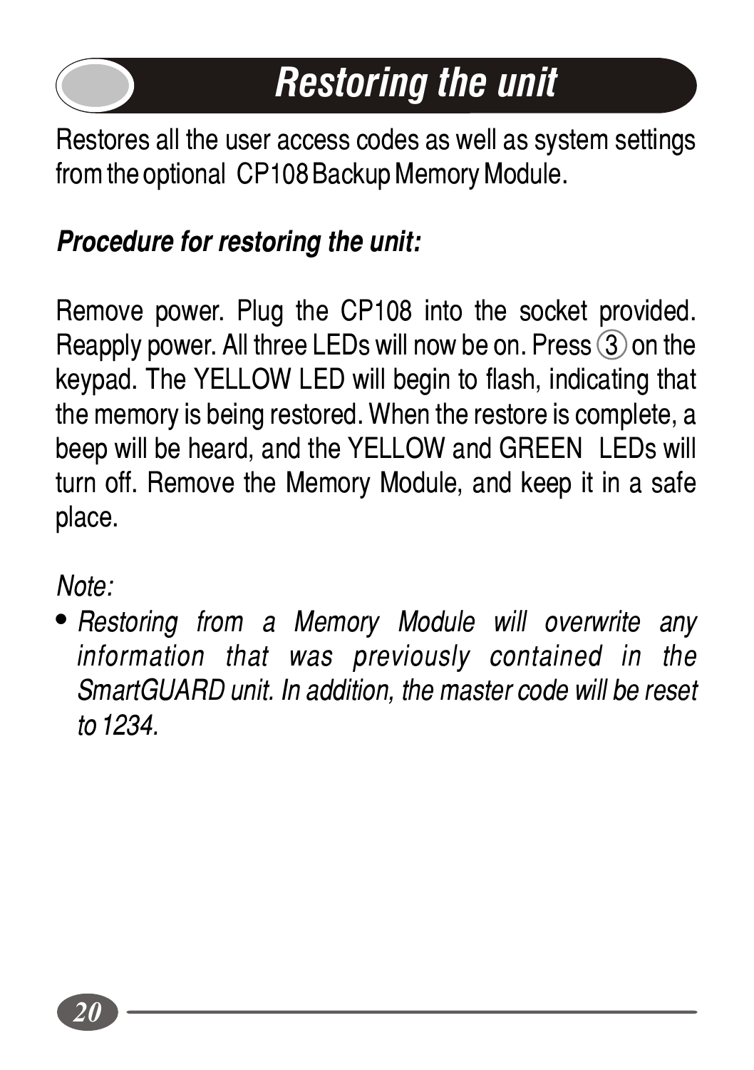# *Restoring the unit*

Restores all the user access codes as well as system settings from the optional CP108 Backup Memory Module.

***Procedure for restoring the unit:***

Remove power. Plug the CP108 into the socket provided. Reapply power. All three LEDs will now be on. Press (3) on the keypad. The YELLOW LED will begin to flash, indicating that the memory is being restored. When the restore is complete, a beep will be heard, and the YELLOW and GREEN LEDs will turn off. Remove the Memory Module, and keep it in a safe place.

*Note:*

- *Restoring from a Memory Module will overwrite any information that was previously contained in the SmartGUARD unit. In addition, the master code will be reset to 1234.*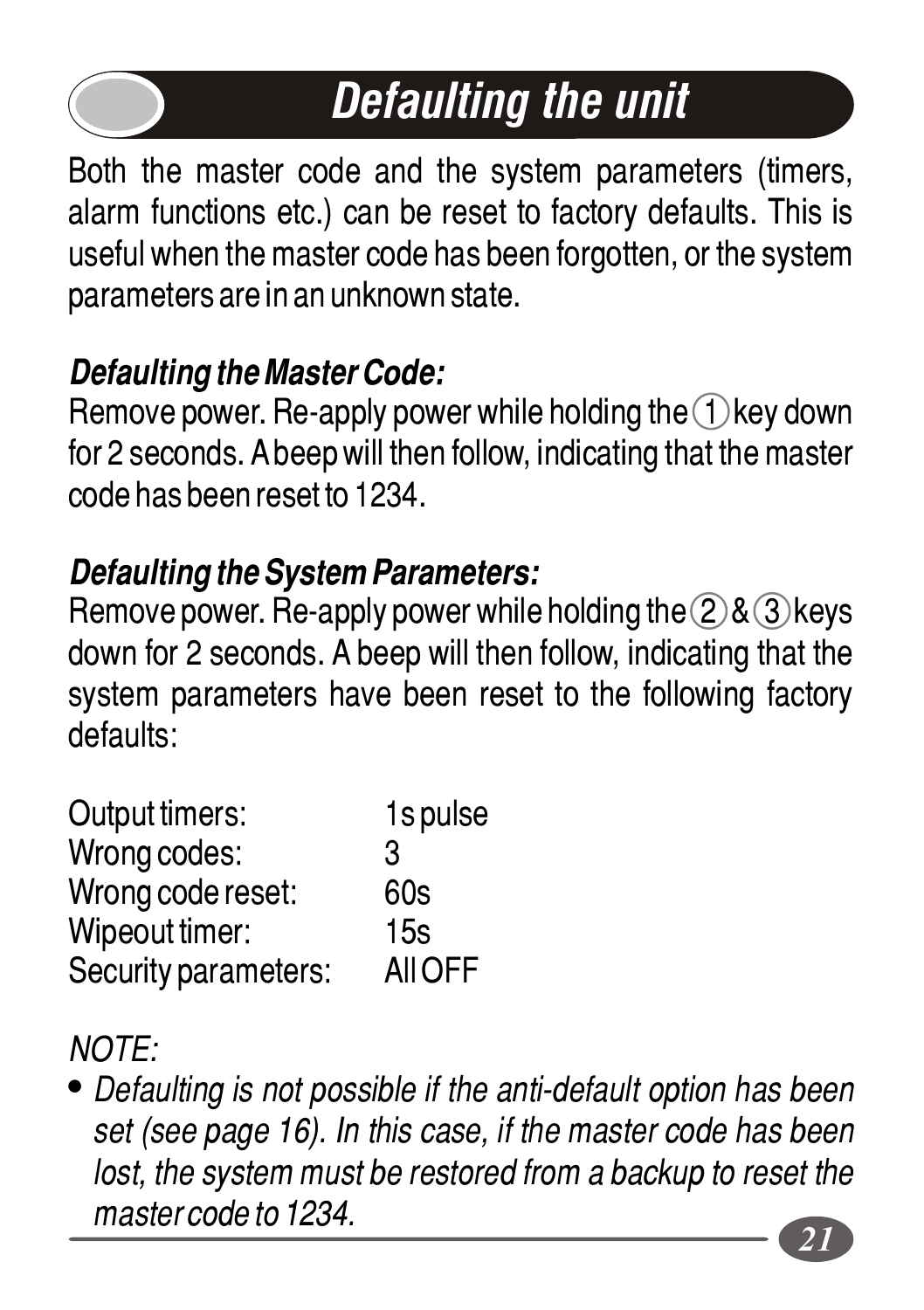# Defaulting the unit

Both the master code and the system parameters (timers, alarm functions etc.) can be reset to factory defaults. This is useful when the master code has been forgotten, or the system parameters are in an unknown state.

### *Defaulting the Master Code:*

Remove power. Re-apply power while holding the (1) key down for 2 seconds. A beep will then follow, indicating that the master code has been reset to 1234.

### *Defaulting the System Parameters:*

Remove power. Re-apply power while holding the (2) & (3) keys down for 2 seconds. A beep will then follow, indicating that the system parameters have been reset to the following factory defaults:

| | |
|---|---|
| Output timers: | 1s pulse |
| Wrong codes: | 3 |
| Wrong code reset: | 60s |
| Wipeout timer: | 15s |
| Security parameters: | All OFF |

*NOTE:*

- *Defaulting is not possible if the anti-default option has been set (see page 16). In this case, if the master code has been lost, the system must be restored from a backup to reset the master code to 1234.*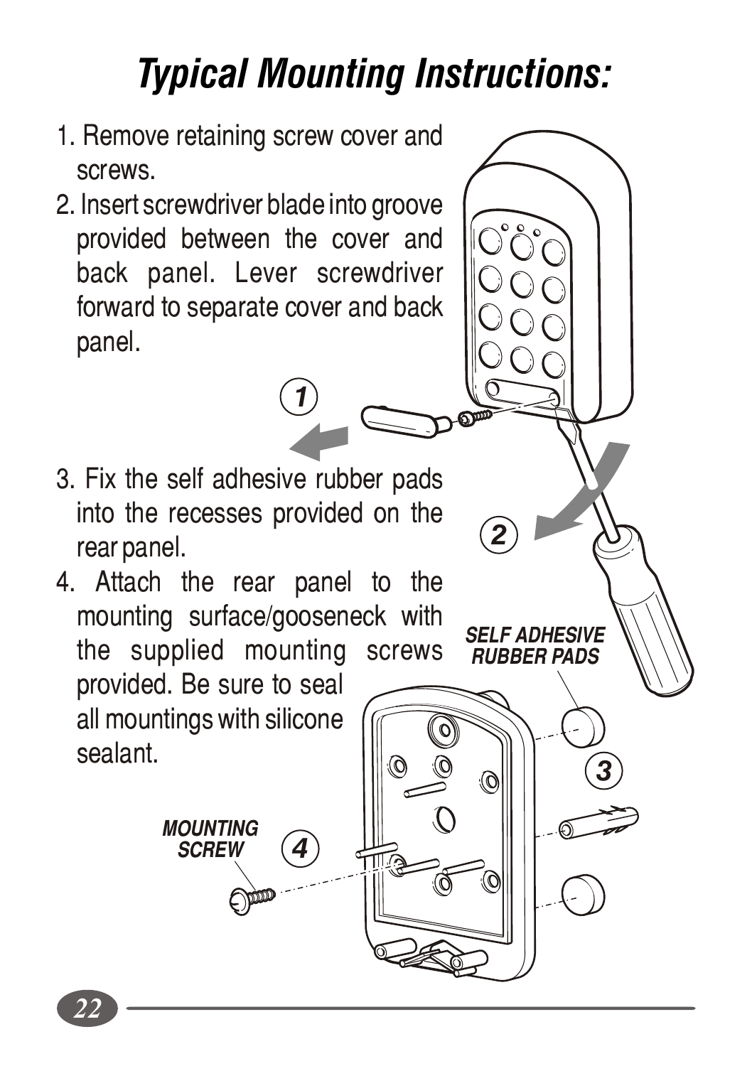# Typical Mounting Instructions:

1. Remove retaining screw cover and screws.
2. Insert screwdriver blade into groove provided between the cover and back panel. Lever screwdriver forward to separate cover and back panel.
3. Fix the self adhesive rubber pads into the recesses provided on the rear panel.
4. Attach the rear panel to the mounting surface/gooseneck with the supplied mounting screws provided. Be sure to seal all mountings with silicone sealant.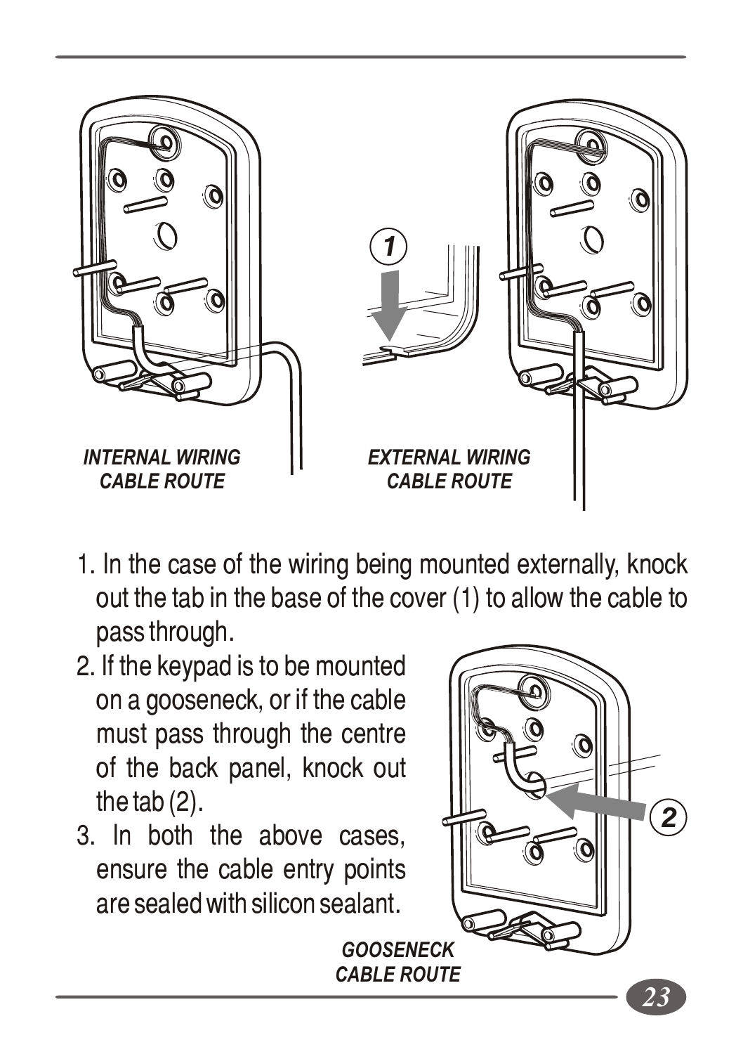*INTERNAL WIRING CABLE ROUTE*

*EXTERNAL WIRING CABLE ROUTE*

1. In the case of the wiring being mounted externally, knock out the tab in the base of the cover (1) to allow the cable to pass through.
2. If the keypad is to be mounted on a gooseneck, or if the cable must pass through the centre of the back panel, knock out the tab (2).
3. In both the above cases, ensure the cable entry points are sealed with silicon sealant.

*GOOSENECK CABLE ROUTE*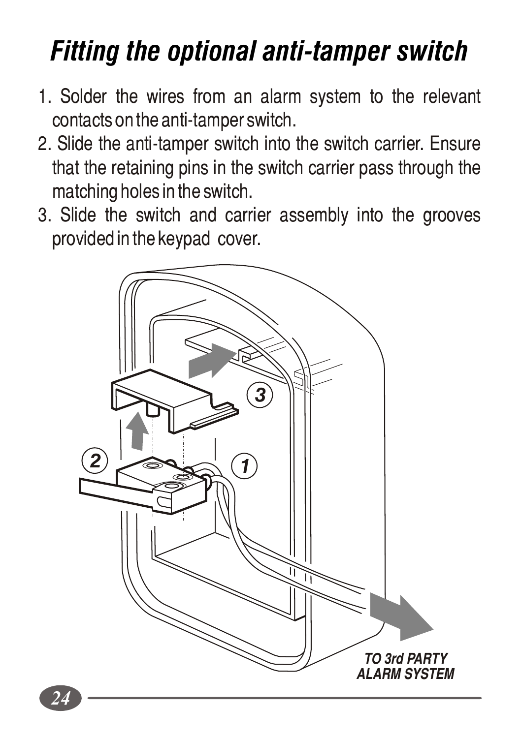# *Fitting the optional anti-tamper switch*

1. Solder the wires from an alarm system to the relevant contacts on the anti-tamper switch.
2. Slide the anti-tamper switch into the switch carrier. Ensure that the retaining pins in the switch carrier pass through the matching holes in the switch.
3. Slide the switch and carrier assembly into the grooves provided in the keypad cover.

***TO 3rd PARTY ALARM SYSTEM***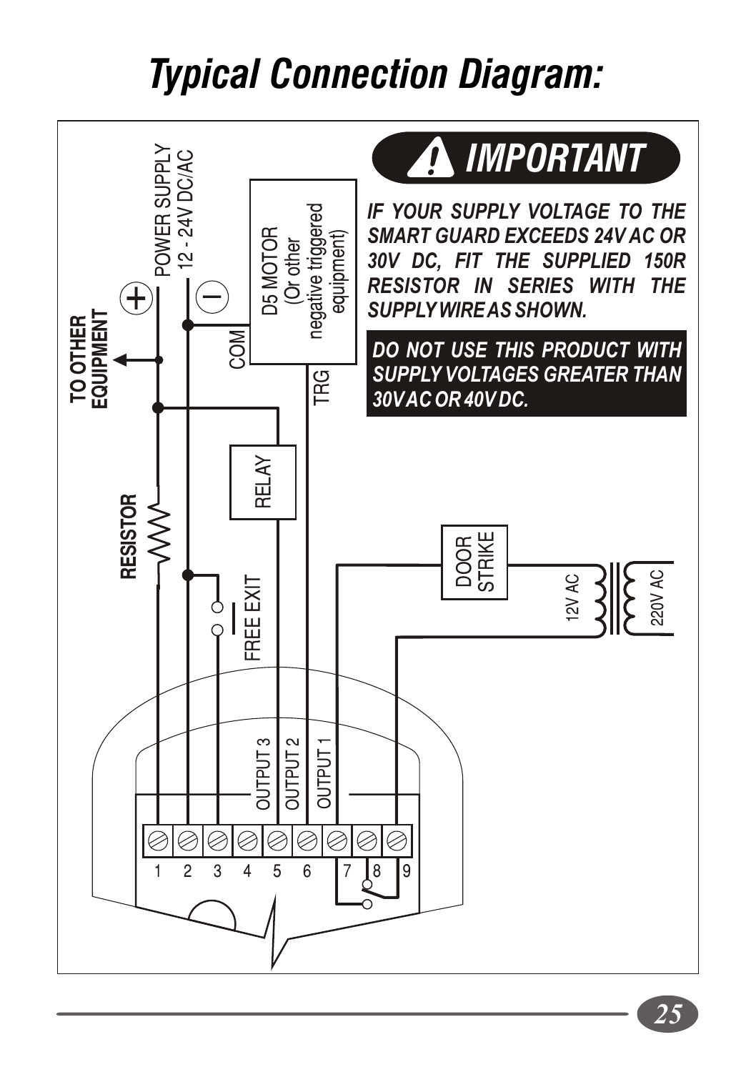# Typical Connection Diagram:

POWER SUPPLY
12 - 24V DC/AC

+

−

**TO OTHER EQUIPMENT**

**RESISTOR**

D5 MOTOR
(Or other negative triggered equipment)

COM

TRG

RELAY

FREE EXIT

DOOR STRIKE

12V AC

220V AC

OUTPUT 3

OUTPUT 2

OUTPUT 1

1 2 3 4 5 6 7 8 9

## IMPORTANT

***IF YOUR SUPPLY VOLTAGE TO THE SMART GUARD EXCEEDS 24V AC OR 30V DC, FIT THE SUPPLIED 150R RESISTOR IN SERIES WITH THE SUPPLY WIRE AS SHOWN.***

***DO NOT USE THIS PRODUCT WITH SUPPLY VOLTAGES GREATER THAN 30V AC OR 40V DC.***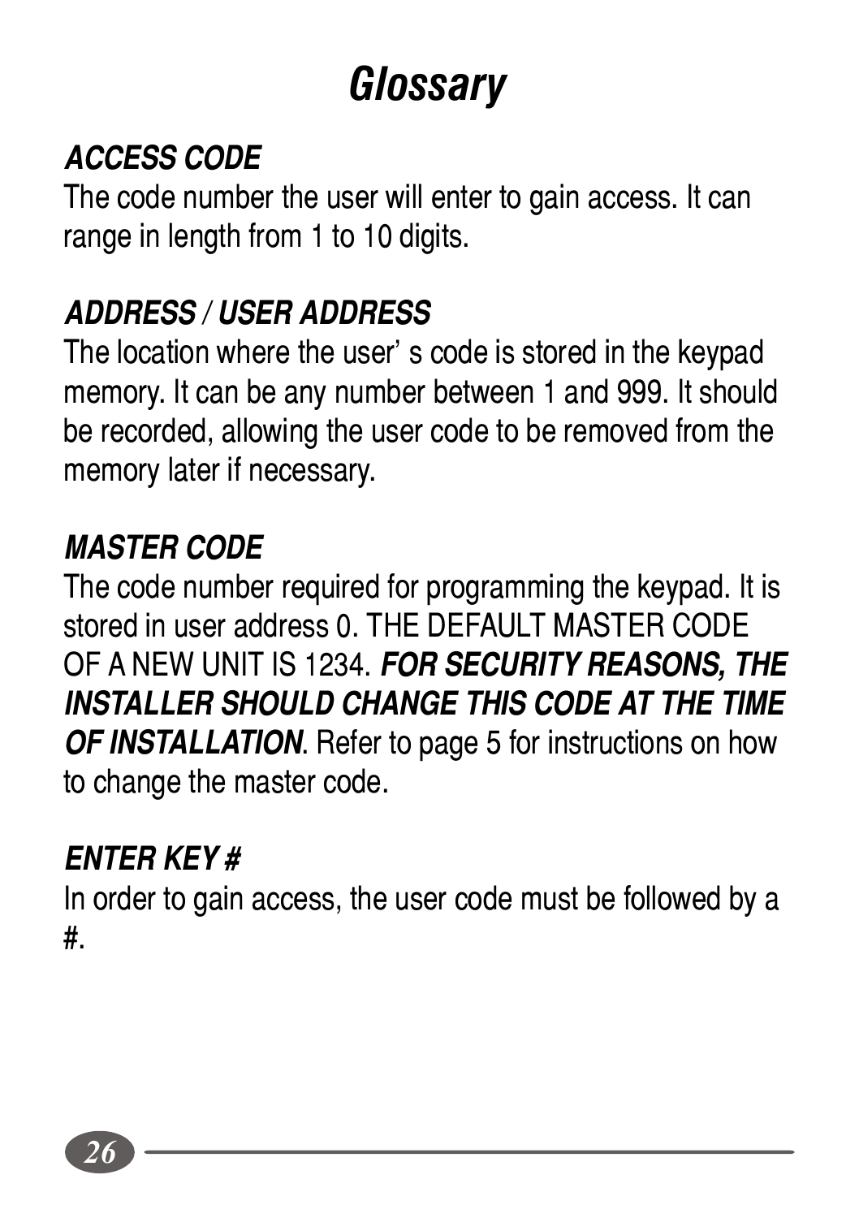# *Glossary*

### *ACCESS CODE*

The code number the user will enter to gain access. It can range in length from 1 to 10 digits.

### *ADDRESS / USER ADDRESS*

The location where the user' s code is stored in the keypad memory. It can be any number between 1 and 999. It should be recorded, allowing the user code to be removed from the memory later if necessary.

### *MASTER CODE*

The code number required for programming the keypad. It is stored in user address 0. THE DEFAULT MASTER CODE OF A NEW UNIT IS 1234. ***FOR SECURITY REASONS, THE INSTALLER SHOULD CHANGE THIS CODE AT THE TIME OF INSTALLATION***. Refer to page 5 for instructions on how to change the master code.

### *ENTER KEY #*

In order to gain access, the user code must be followed by a #.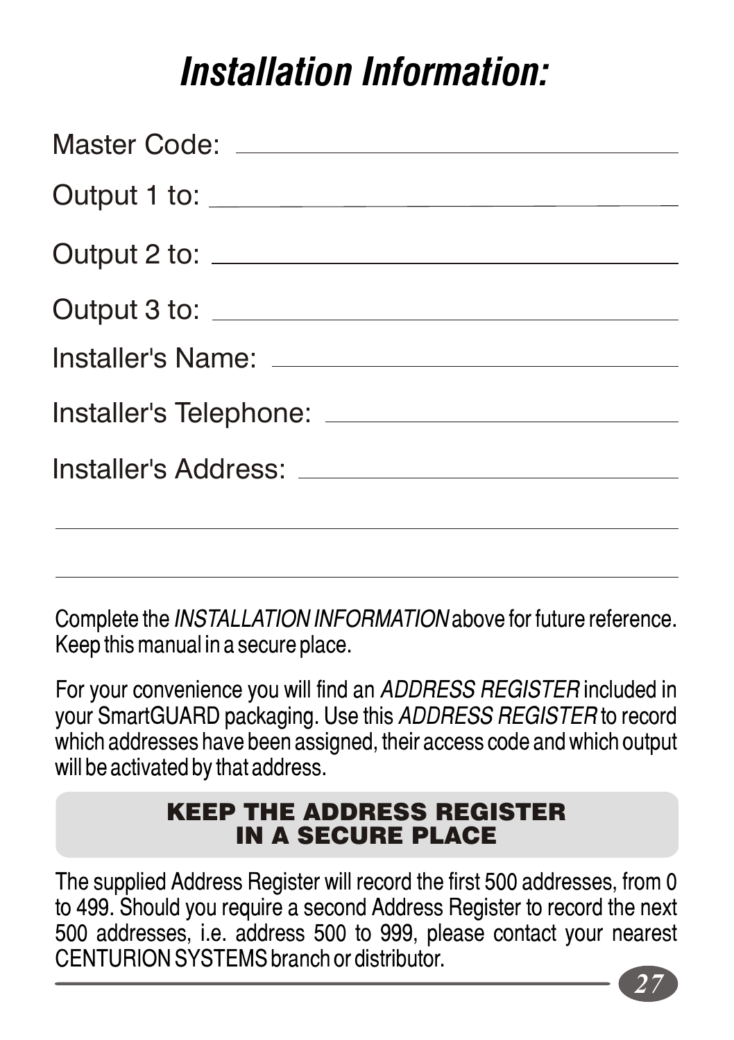# Installation Information:

Master Code: ______________________________

Output 1 to: ______________________________

Output 2 to: ______________________________

Output 3 to: ______________________________

Installer's Name: ______________________________

Installer's Telephone: ______________________________

Installer's Address: ______________________________

______________________________

______________________________

Complete the *INSTALLATION INFORMATION* above for future reference. Keep this manual in a secure place.

For your convenience you will find an *ADDRESS REGISTER* included in your SmartGUARD packaging. Use this *ADDRESS REGISTER* to record which addresses have been assigned, their access code and which output will be activated by that address.

**KEEP THE ADDRESS REGISTER IN A SECURE PLACE**

The supplied Address Register will record the first 500 addresses, from 0 to 499. Should you require a second Address Register to record the next 500 addresses, i.e. address 500 to 999, please contact your nearest CENTURION SYSTEMS branch or distributor.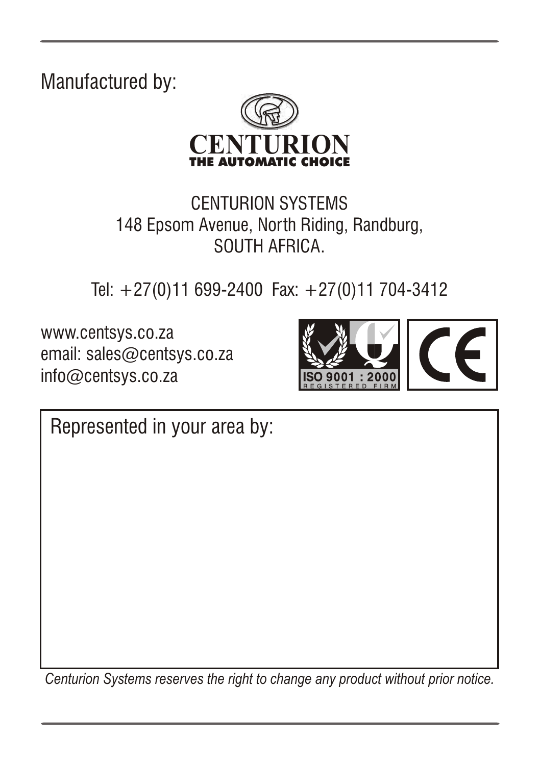Manufactured by:

CENTURION
THE AUTOMATIC CHOICE

CENTURION SYSTEMS
148 Epsom Avenue, North Riding, Randburg,
SOUTH AFRICA.

Tel: +27(0)11 699-2400 Fax: +27(0)11 704-3412

www.centsys.co.za
email: sales@centsys.co.za
info@centsys.co.za

ISO 9001 : 2000
REGISTERED FIRM

CE

Represented in your area by:

*Centurion Systems reserves the right to change any product without prior notice.*